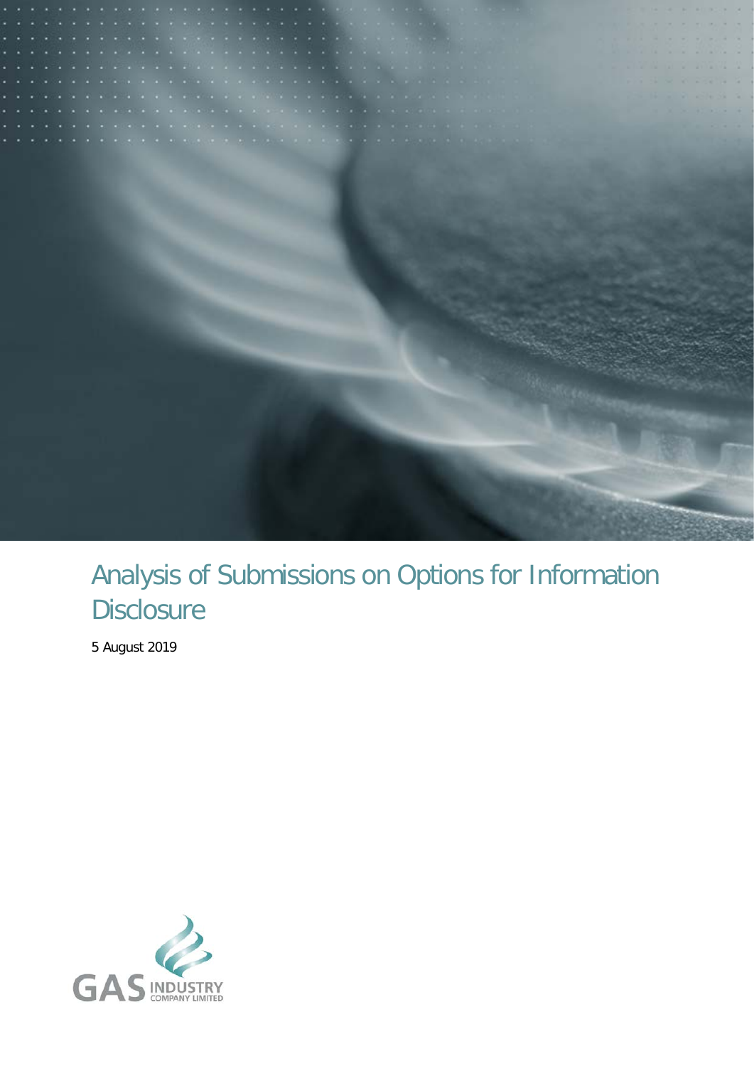# Analysis of Submissions on Options for Information Disclosure

5 August 2019

GAS INDUSTRY COMPANY LIMITED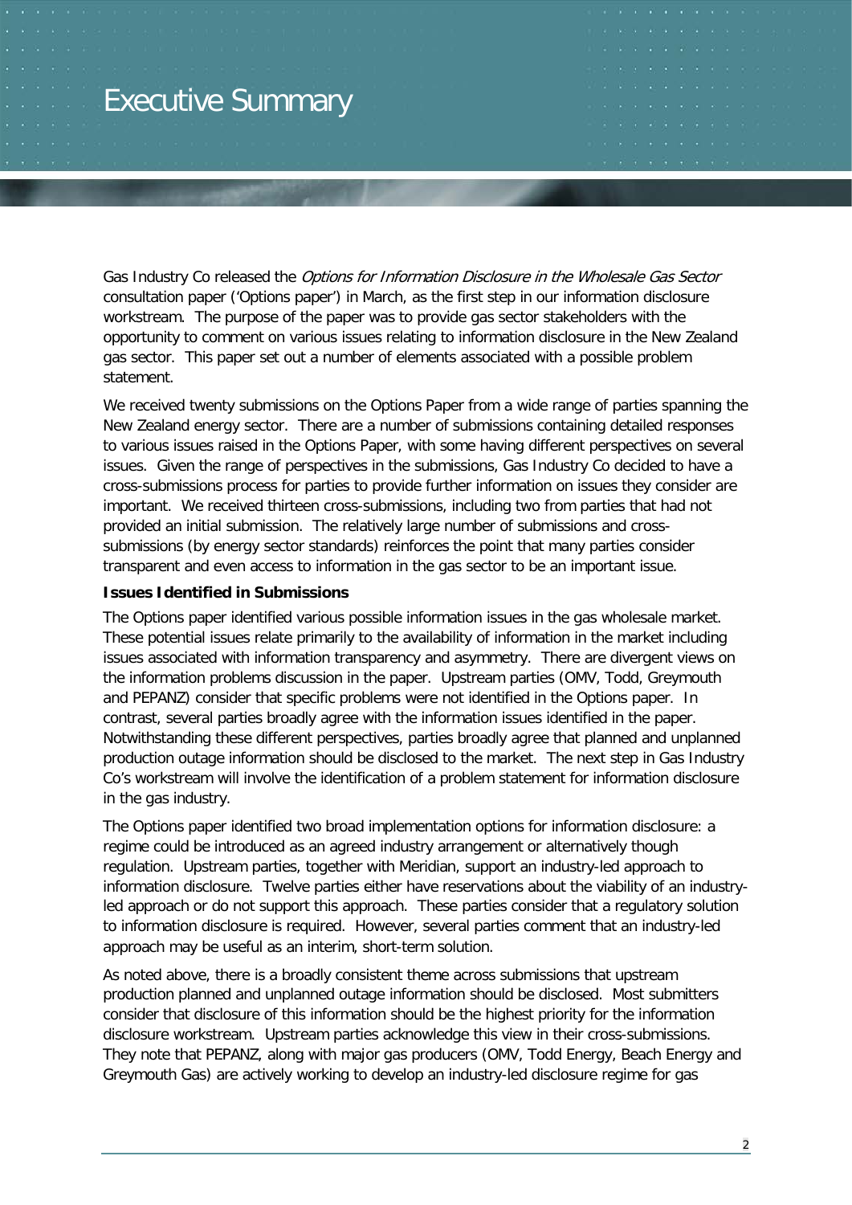# Executive Summary

Gas Industry Co released the *Options for Information Disclosure in the Wholesale Gas Sector* consultation paper ('Options paper') in March, as the first step in our information disclosure workstream. The purpose of the paper was to provide gas sector stakeholders with the opportunity to comment on various issues relating to information disclosure in the New Zealand gas sector. This paper set out a number of elements associated with a possible problem statement.

We received twenty submissions on the Options Paper from a wide range of parties spanning the New Zealand energy sector. There are a number of submissions containing detailed responses to various issues raised in the Options Paper, with some having different perspectives on several issues. Given the range of perspectives in the submissions, Gas Industry Co decided to have a cross-submissions process for parties to provide further information on issues they consider are important. We received thirteen cross-submissions, including two from parties that had not provided an initial submission. The relatively large number of submissions and cross-submissions (by energy sector standards) reinforces the point that many parties consider transparent and even access to information in the gas sector to be an important issue.

**Issues Identified in Submissions**

The Options paper identified various possible information issues in the gas wholesale market. These potential issues relate primarily to the availability of information in the market including issues associated with information transparency and asymmetry. There are divergent views on the information problems discussion in the paper. Upstream parties (OMV, Todd, Greymouth and PEPANZ) consider that specific problems were not identified in the Options paper. In contrast, several parties broadly agree with the information issues identified in the paper. Notwithstanding these different perspectives, parties broadly agree that planned and unplanned production outage information should be disclosed to the market. The next step in Gas Industry Co's workstream will involve the identification of a problem statement for information disclosure in the gas industry.

The Options paper identified two broad implementation options for information disclosure: a regime could be introduced as an agreed industry arrangement or alternatively though regulation. Upstream parties, together with Meridian, support an industry-led approach to information disclosure. Twelve parties either have reservations about the viability of an industry-led approach or do not support this approach. These parties consider that a regulatory solution to information disclosure is required. However, several parties comment that an industry-led approach may be useful as an interim, short-term solution.

As noted above, there is a broadly consistent theme across submissions that upstream production planned and unplanned outage information should be disclosed. Most submitters consider that disclosure of this information should be the highest priority for the information disclosure workstream. Upstream parties acknowledge this view in their cross-submissions. They note that PEPANZ, along with major gas producers (OMV, Todd Energy, Beach Energy and Greymouth Gas) are actively working to develop an industry-led disclosure regime for gas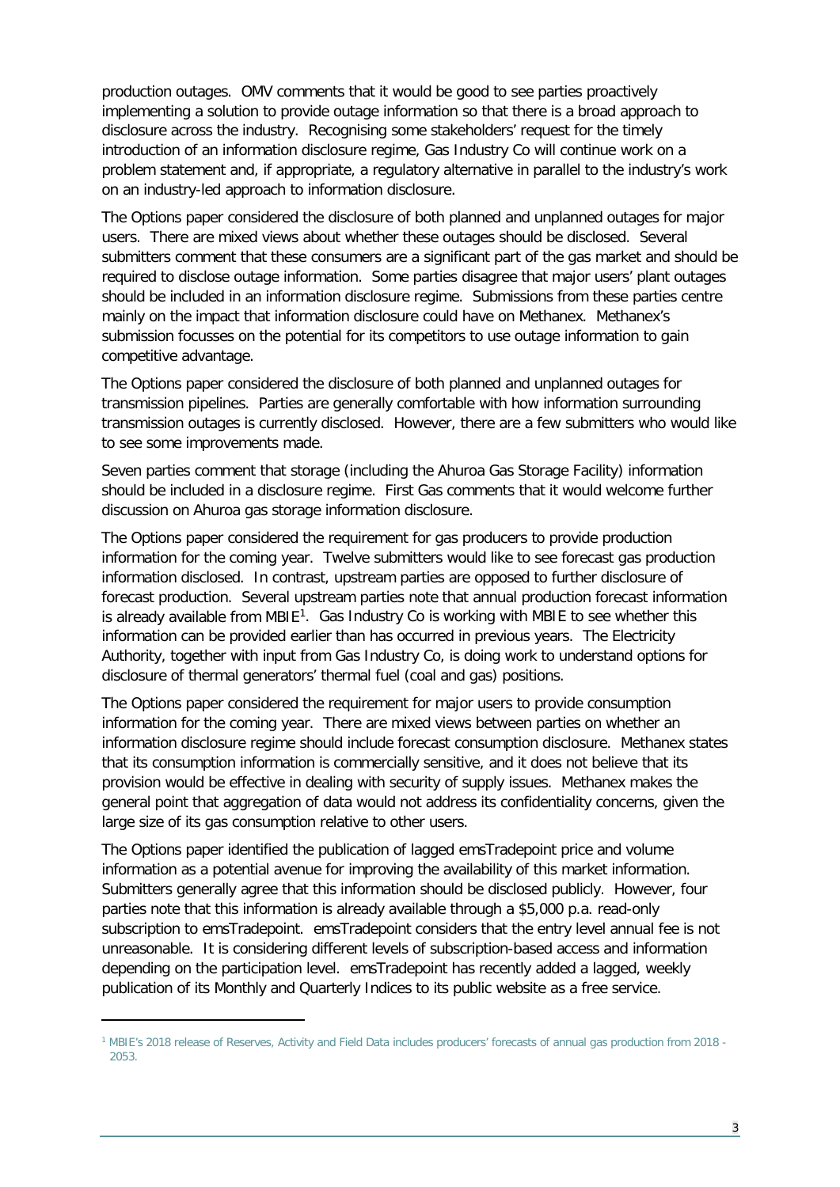production outages. OMV comments that it would be good to see parties proactively implementing a solution to provide outage information so that there is a broad approach to disclosure across the industry. Recognising some stakeholders' request for the timely introduction of an information disclosure regime, Gas Industry Co will continue work on a problem statement and, if appropriate, a regulatory alternative in parallel to the industry's work on an industry-led approach to information disclosure.

The Options paper considered the disclosure of both planned and unplanned outages for major users. There are mixed views about whether these outages should be disclosed. Several submitters comment that these consumers are a significant part of the gas market and should be required to disclose outage information. Some parties disagree that major users' plant outages should be included in an information disclosure regime. Submissions from these parties centre mainly on the impact that information disclosure could have on Methanex. Methanex's submission focusses on the potential for its competitors to use outage information to gain competitive advantage.

The Options paper considered the disclosure of both planned and unplanned outages for transmission pipelines. Parties are generally comfortable with how information surrounding transmission outages is currently disclosed. However, there are a few submitters who would like to see some improvements made.

Seven parties comment that storage (including the Ahuroa Gas Storage Facility) information should be included in a disclosure regime. First Gas comments that it would welcome further discussion on Ahuroa gas storage information disclosure.

The Options paper considered the requirement for gas producers to provide production information for the coming year. Twelve submitters would like to see forecast gas production information disclosed. In contrast, upstream parties are opposed to further disclosure of forecast production. Several upstream parties note that annual production forecast information is already available from MBIE[1]. Gas Industry Co is working with MBIE to see whether this information can be provided earlier than has occurred in previous years. The Electricity Authority, together with input from Gas Industry Co, is doing work to understand options for disclosure of thermal generators' thermal fuel (coal and gas) positions.

The Options paper considered the requirement for major users to provide consumption information for the coming year. There are mixed views between parties on whether an information disclosure regime should include forecast consumption disclosure. Methanex states that its consumption information is commercially sensitive, and it does not believe that its provision would be effective in dealing with security of supply issues. Methanex makes the general point that aggregation of data would not address its confidentiality concerns, given the large size of its gas consumption relative to other users.

The Options paper identified the publication of lagged emsTradepoint price and volume information as a potential avenue for improving the availability of this market information. Submitters generally agree that this information should be disclosed publicly. However, four parties note that this information is already available through a $5,000 p.a. read-only subscription to emsTradepoint. emsTradepoint considers that the entry level annual fee is not unreasonable. It is considering different levels of subscription-based access and information depending on the participation level. emsTradepoint has recently added a lagged, weekly publication of its Monthly and Quarterly Indices to its public website as a free service.

[1] MBIE's 2018 release of Reserves, Activity and Field Data includes producers' forecasts of annual gas production from 2018 - 2053.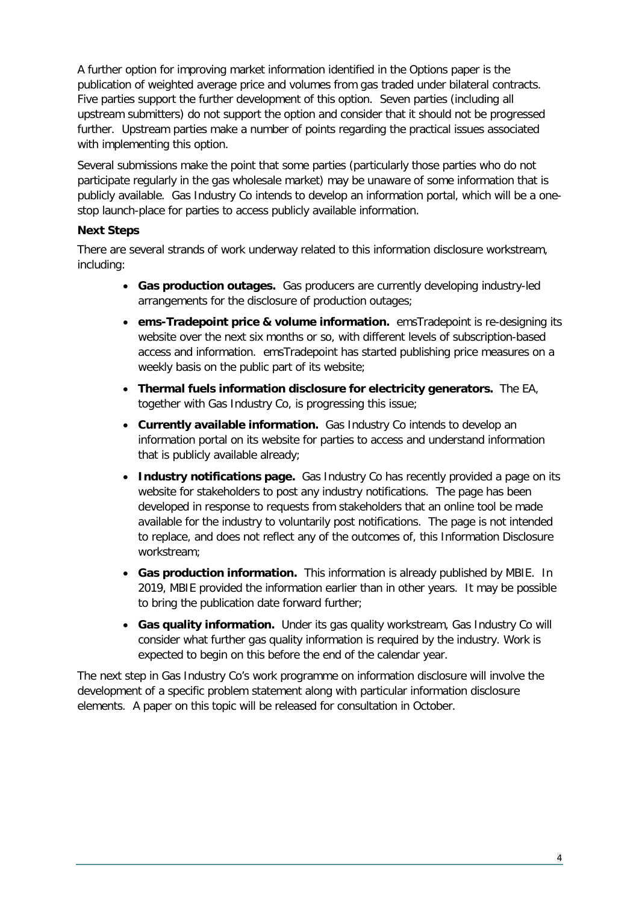A further option for improving market information identified in the Options paper is the publication of weighted average price and volumes from gas traded under bilateral contracts. Five parties support the further development of this option. Seven parties (including all upstream submitters) do not support the option and consider that it should not be progressed further. Upstream parties make a number of points regarding the practical issues associated with implementing this option.

Several submissions make the point that some parties (particularly those parties who do not participate regularly in the gas wholesale market) may be unaware of some information that is publicly available. Gas Industry Co intends to develop an information portal, which will be a one-stop launch-place for parties to access publicly available information.

**Next Steps**

There are several strands of work underway related to this information disclosure workstream, including:

- **Gas production outages.** Gas producers are currently developing industry-led arrangements for the disclosure of production outages;
- **ems-Tradepoint price & volume information.** emsTradepoint is re-designing its website over the next six months or so, with different levels of subscription-based access and information. emsTradepoint has started publishing price measures on a weekly basis on the public part of its website;
- **Thermal fuels information disclosure for electricity generators.** The EA, together with Gas Industry Co, is progressing this issue;
- **Currently available information.** Gas Industry Co intends to develop an information portal on its website for parties to access and understand information that is publicly available already;
- **Industry notifications page.** Gas Industry Co has recently provided a page on its website for stakeholders to post any industry notifications. The page has been developed in response to requests from stakeholders that an online tool be made available for the industry to voluntarily post notifications. The page is not intended to replace, and does not reflect any of the outcomes of, this Information Disclosure workstream;
- **Gas production information.** This information is already published by MBIE. In 2019, MBIE provided the information earlier than in other years. It may be possible to bring the publication date forward further;
- **Gas quality information.** Under its gas quality workstream, Gas Industry Co will consider what further gas quality information is required by the industry. Work is expected to begin on this before the end of the calendar year.

The next step in Gas Industry Co's work programme on information disclosure will involve the development of a specific problem statement along with particular information disclosure elements. A paper on this topic will be released for consultation in October.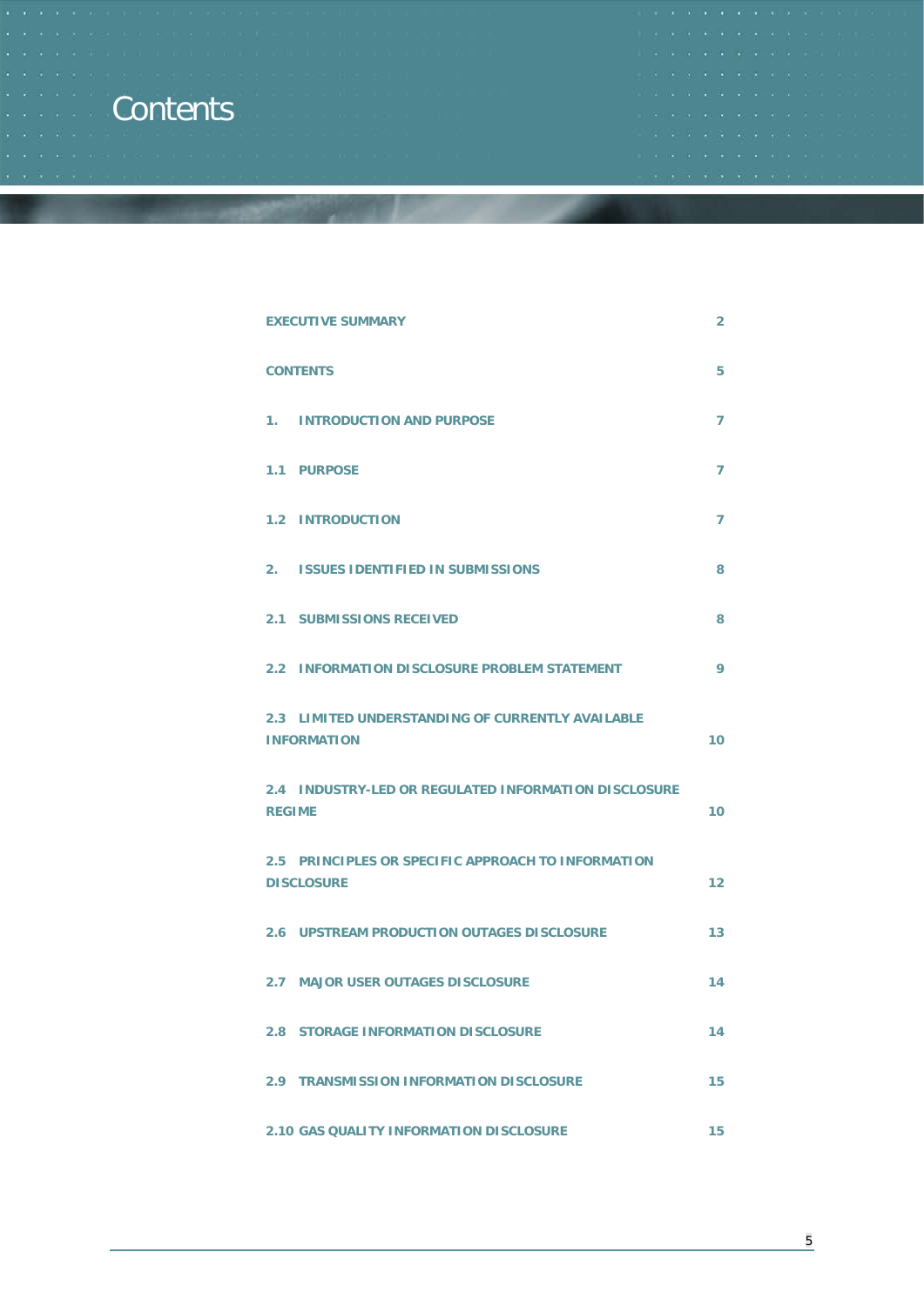# Contents

| | |
|---|---|
| **EXECUTIVE SUMMARY** | **2** |
| **CONTENTS** | **5** |
| **1. INTRODUCTION AND PURPOSE** | **7** |
| **1.1 PURPOSE** | **7** |
| **1.2 INTRODUCTION** | **7** |
| **2. ISSUES IDENTIFIED IN SUBMISSIONS** | **8** |
| **2.1 SUBMISSIONS RECEIVED** | **8** |
| **2.2 INFORMATION DISCLOSURE PROBLEM STATEMENT** | **9** |
| **2.3 LIMITED UNDERSTANDING OF CURRENTLY AVAILABLE INFORMATION** | **10** |
| **2.4 INDUSTRY-LED OR REGULATED INFORMATION DISCLOSURE REGIME** | **10** |
| **2.5 PRINCIPLES OR SPECIFIC APPROACH TO INFORMATION DISCLOSURE** | **12** |
| **2.6 UPSTREAM PRODUCTION OUTAGES DISCLOSURE** | **13** |
| **2.7 MAJOR USER OUTAGES DISCLOSURE** | **14** |
| **2.8 STORAGE INFORMATION DISCLOSURE** | **14** |
| **2.9 TRANSMISSION INFORMATION DISCLOSURE** | **15** |
| **2.10 GAS QUALITY INFORMATION DISCLOSURE** | **15** |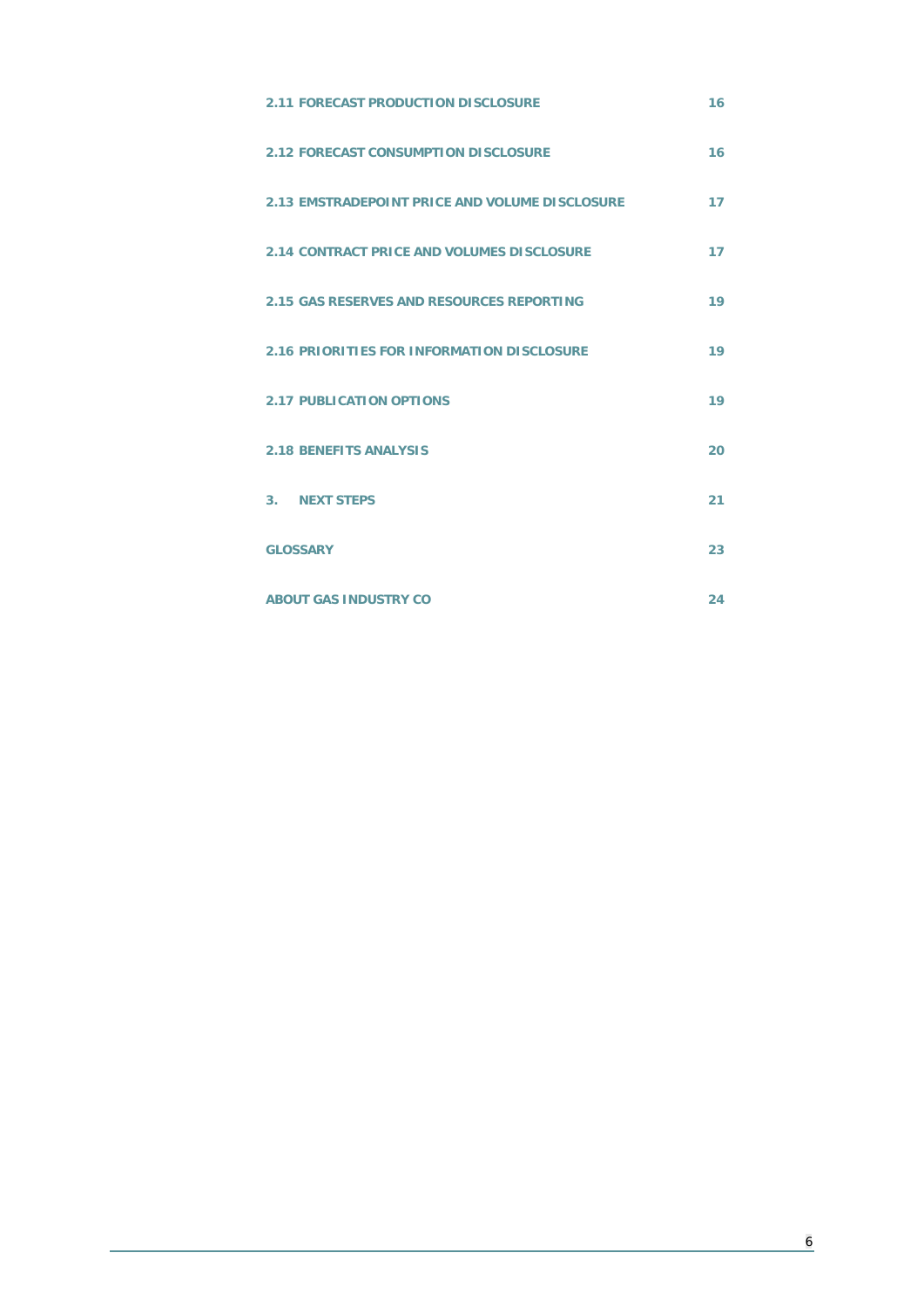2.11 FORECAST PRODUCTION DISCLOSURE 16

2.12 FORECAST CONSUMPTION DISCLOSURE 16

2.13 EMSTRADEPOINT PRICE AND VOLUME DISCLOSURE 17

2.14 CONTRACT PRICE AND VOLUMES DISCLOSURE 17

2.15 GAS RESERVES AND RESOURCES REPORTING 19

2.16 PRIORITIES FOR INFORMATION DISCLOSURE 19

2.17 PUBLICATION OPTIONS 19

2.18 BENEFITS ANALYSIS 20

3. NEXT STEPS 21

GLOSSARY 23

ABOUT GAS INDUSTRY CO 24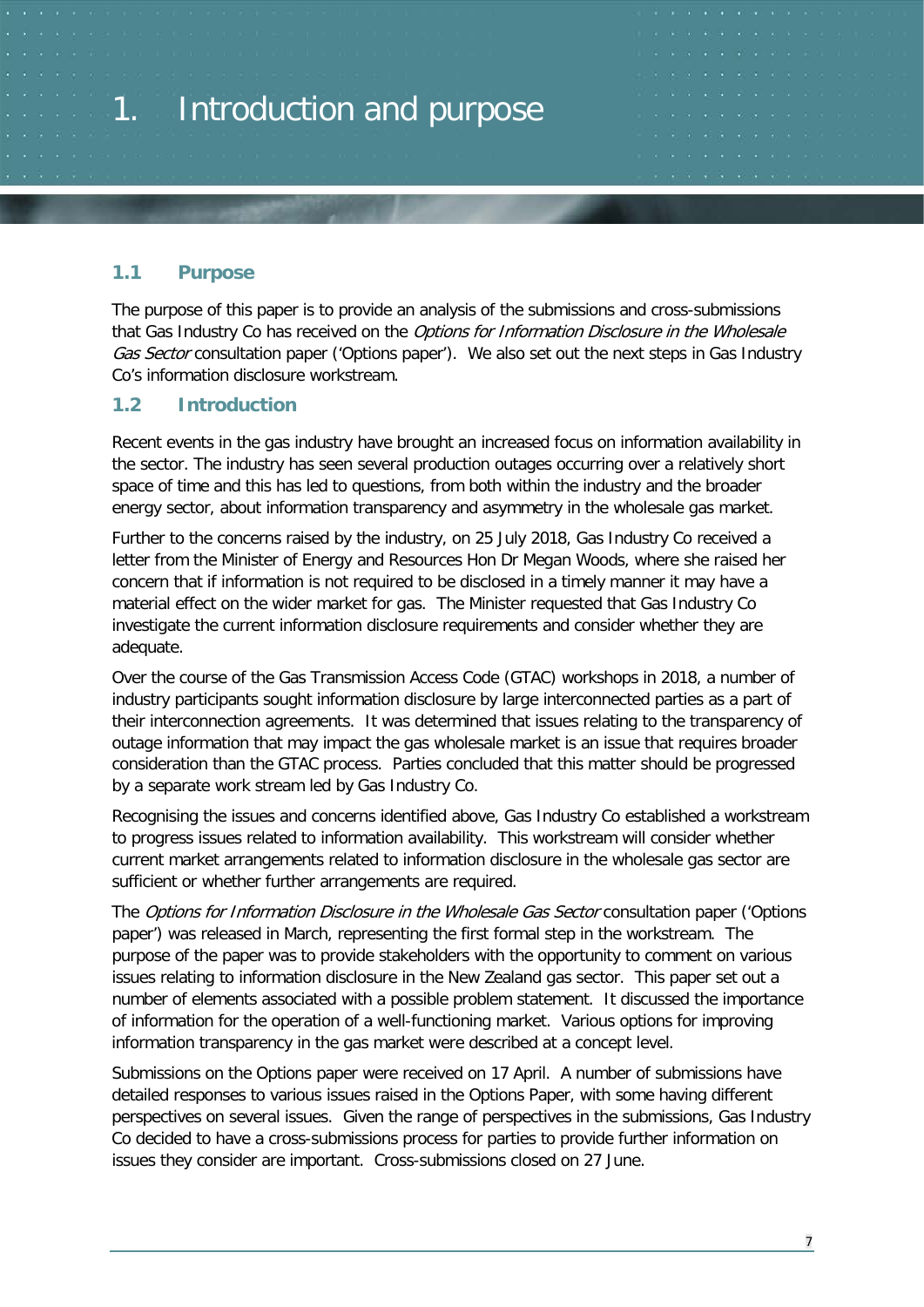# 1. Introduction and purpose

## 1.1 Purpose

The purpose of this paper is to provide an analysis of the submissions and cross-submissions that Gas Industry Co has received on the *Options for Information Disclosure in the Wholesale Gas Sector* consultation paper ('Options paper'). We also set out the next steps in Gas Industry Co's information disclosure workstream.

## 1.2 Introduction

Recent events in the gas industry have brought an increased focus on information availability in the sector. The industry has seen several production outages occurring over a relatively short space of time and this has led to questions, from both within the industry and the broader energy sector, about information transparency and asymmetry in the wholesale gas market.

Further to the concerns raised by the industry, on 25 July 2018, Gas Industry Co received a letter from the Minister of Energy and Resources Hon Dr Megan Woods, where she raised her concern that if information is not required to be disclosed in a timely manner it may have a material effect on the wider market for gas. The Minister requested that Gas Industry Co investigate the current information disclosure requirements and consider whether they are adequate.

Over the course of the Gas Transmission Access Code (GTAC) workshops in 2018, a number of industry participants sought information disclosure by large interconnected parties as a part of their interconnection agreements. It was determined that issues relating to the transparency of outage information that may impact the gas wholesale market is an issue that requires broader consideration than the GTAC process. Parties concluded that this matter should be progressed by a separate work stream led by Gas Industry Co.

Recognising the issues and concerns identified above, Gas Industry Co established a workstream to progress issues related to information availability. This workstream will consider whether current market arrangements related to information disclosure in the wholesale gas sector are sufficient or whether further arrangements are required.

The *Options for Information Disclosure in the Wholesale Gas Sector* consultation paper ('Options paper') was released in March, representing the first formal step in the workstream. The purpose of the paper was to provide stakeholders with the opportunity to comment on various issues relating to information disclosure in the New Zealand gas sector. This paper set out a number of elements associated with a possible problem statement. It discussed the importance of information for the operation of a well-functioning market. Various options for improving information transparency in the gas market were described at a concept level.

Submissions on the Options paper were received on 17 April. A number of submissions have detailed responses to various issues raised in the Options Paper, with some having different perspectives on several issues. Given the range of perspectives in the submissions, Gas Industry Co decided to have a cross-submissions process for parties to provide further information on issues they consider are important. Cross-submissions closed on 27 June.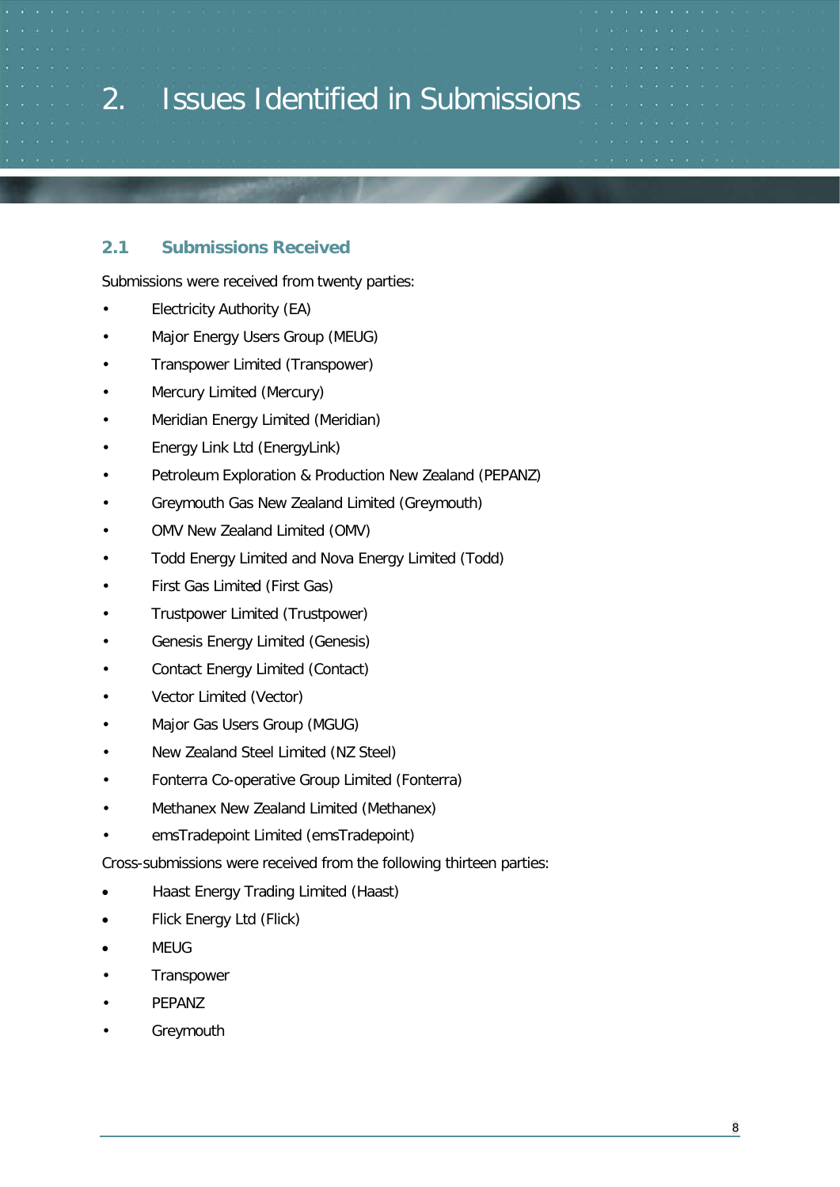# 2. Issues Identified in Submissions

## 2.1 Submissions Received

Submissions were received from twenty parties:

- Electricity Authority (EA)
- Major Energy Users Group (MEUG)
- Transpower Limited (Transpower)
- Mercury Limited (Mercury)
- Meridian Energy Limited (Meridian)
- Energy Link Ltd (EnergyLink)
- Petroleum Exploration & Production New Zealand (PEPANZ)
- Greymouth Gas New Zealand Limited (Greymouth)
- OMV New Zealand Limited (OMV)
- Todd Energy Limited and Nova Energy Limited (Todd)
- First Gas Limited (First Gas)
- Trustpower Limited (Trustpower)
- Genesis Energy Limited (Genesis)
- Contact Energy Limited (Contact)
- Vector Limited (Vector)
- Major Gas Users Group (MGUG)
- New Zealand Steel Limited (NZ Steel)
- Fonterra Co-operative Group Limited (Fonterra)
- Methanex New Zealand Limited (Methanex)
- emsTradepoint Limited (emsTradepoint)

Cross-submissions were received from the following thirteen parties:

- Haast Energy Trading Limited (Haast)
- Flick Energy Ltd (Flick)
- MEUG
- Transpower
- PEPANZ
- Greymouth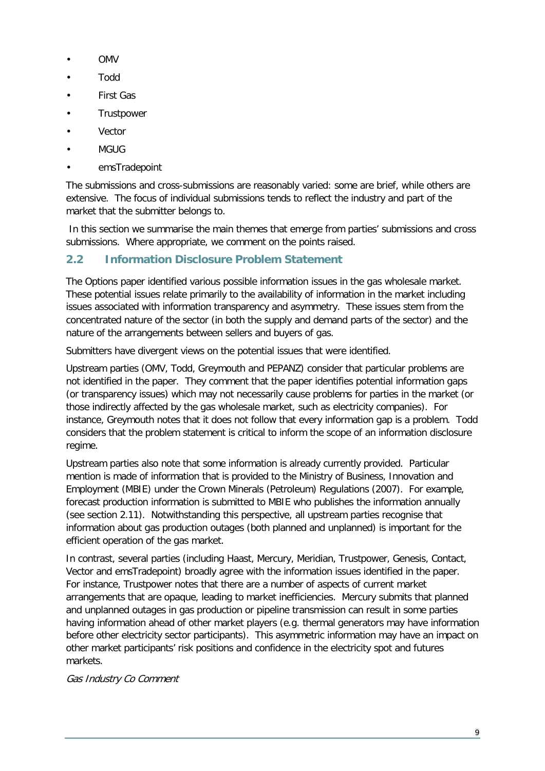- OMV
- Todd
- First Gas
- Trustpower
- Vector
- MGUG
- emsTradepoint

The submissions and cross-submissions are reasonably varied: some are brief, while others are extensive. The focus of individual submissions tends to reflect the industry and part of the market that the submitter belongs to.

In this section we summarise the main themes that emerge from parties' submissions and cross submissions. Where appropriate, we comment on the points raised.

## 2.2 Information Disclosure Problem Statement

The Options paper identified various possible information issues in the gas wholesale market. These potential issues relate primarily to the availability of information in the market including issues associated with information transparency and asymmetry. These issues stem from the concentrated nature of the sector (in both the supply and demand parts of the sector) and the nature of the arrangements between sellers and buyers of gas.

Submitters have divergent views on the potential issues that were identified.

Upstream parties (OMV, Todd, Greymouth and PEPANZ) consider that particular problems are not identified in the paper. They comment that the paper identifies potential information gaps (or transparency issues) which may not necessarily cause problems for parties in the market (or those indirectly affected by the gas wholesale market, such as electricity companies). For instance, Greymouth notes that it does not follow that every information gap is a problem. Todd considers that the problem statement is critical to inform the scope of an information disclosure regime.

Upstream parties also note that some information is already currently provided. Particular mention is made of information that is provided to the Ministry of Business, Innovation and Employment (MBIE) under the Crown Minerals (Petroleum) Regulations (2007). For example, forecast production information is submitted to MBIE who publishes the information annually (see section 2.11). Notwithstanding this perspective, all upstream parties recognise that information about gas production outages (both planned and unplanned) is important for the efficient operation of the gas market.

In contrast, several parties (including Haast, Mercury, Meridian, Trustpower, Genesis, Contact, Vector and emsTradepoint) broadly agree with the information issues identified in the paper. For instance, Trustpower notes that there are a number of aspects of current market arrangements that are opaque, leading to market inefficiencies. Mercury submits that planned and unplanned outages in gas production or pipeline transmission can result in some parties having information ahead of other market players (e.g. thermal generators may have information before other electricity sector participants). This asymmetric information may have an impact on other market participants' risk positions and confidence in the electricity spot and futures markets.

*Gas Industry Co Comment*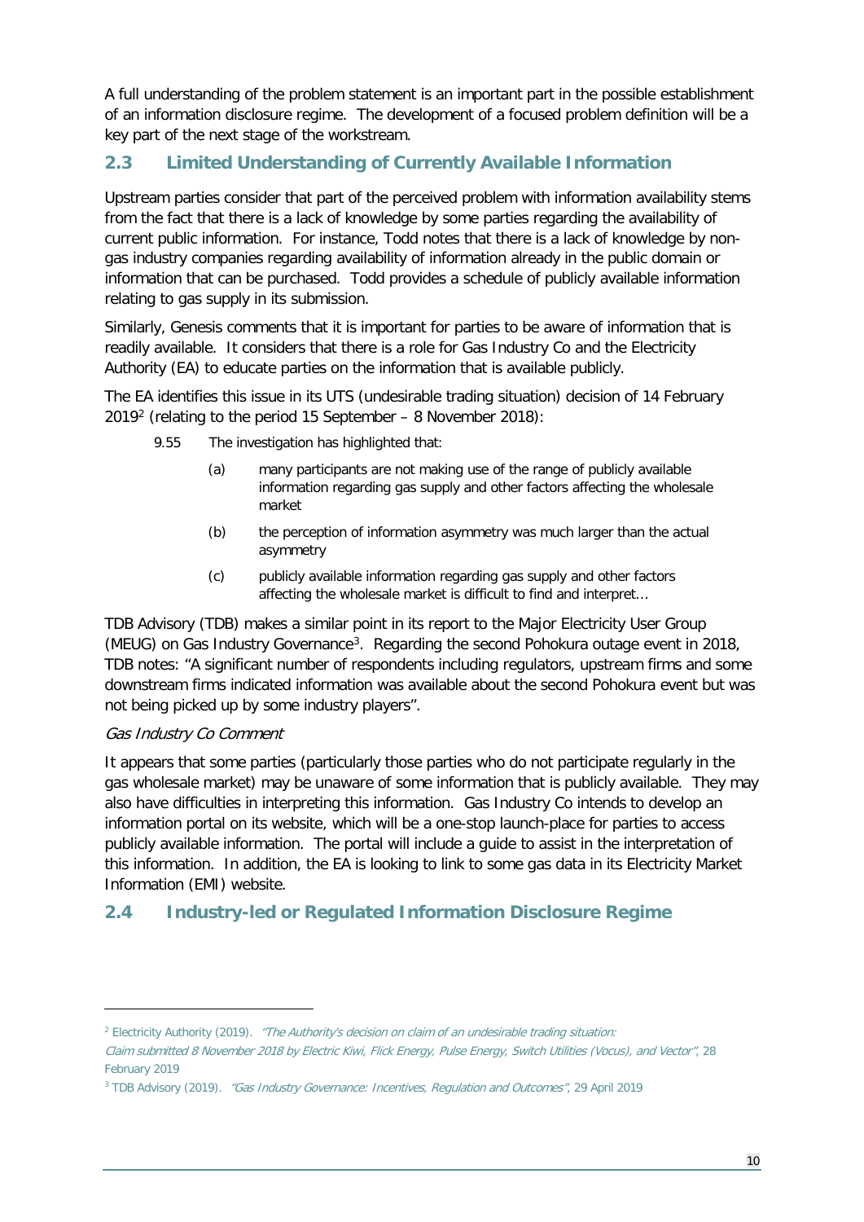A full understanding of the problem statement is an important part in the possible establishment of an information disclosure regime. The development of a focused problem definition will be a key part of the next stage of the workstream.

## 2.3 Limited Understanding of Currently Available Information

Upstream parties consider that part of the perceived problem with information availability stems from the fact that there is a lack of knowledge by some parties regarding the availability of current public information. For instance, Todd notes that there is a lack of knowledge by non-gas industry companies regarding availability of information already in the public domain or information that can be purchased. Todd provides a schedule of publicly available information relating to gas supply in its submission.

Similarly, Genesis comments that it is important for parties to be aware of information that is readily available. It considers that there is a role for Gas Industry Co and the Electricity Authority (EA) to educate parties on the information that is available publicly.

The EA identifies this issue in its UTS (undesirable trading situation) decision of 14 February 2019[2] (relating to the period 15 September – 8 November 2018):

> 9.55 The investigation has highlighted that:
>
> (a) many participants are not making use of the range of publicly available information regarding gas supply and other factors affecting the wholesale market
>
> (b) the perception of information asymmetry was much larger than the actual asymmetry
>
> (c) publicly available information regarding gas supply and other factors affecting the wholesale market is difficult to find and interpret…

TDB Advisory (TDB) makes a similar point in its report to the Major Electricity User Group (MEUG) on Gas Industry Governance[3]. Regarding the second Pohokura outage event in 2018, TDB notes: "A significant number of respondents including regulators, upstream firms and some downstream firms indicated information was available about the second Pohokura event but was not being picked up by some industry players".

*Gas Industry Co Comment*

It appears that some parties (particularly those parties who do not participate regularly in the gas wholesale market) may be unaware of some information that is publicly available. They may also have difficulties in interpreting this information. Gas Industry Co intends to develop an information portal on its website, which will be a one-stop launch-place for parties to access publicly available information. The portal will include a guide to assist in the interpretation of this information. In addition, the EA is looking to link to some gas data in its Electricity Market Information (EMI) website.

## 2.4 Industry-led or Regulated Information Disclosure Regime

---

[2] Electricity Authority (2019). *"The Authority's decision on claim of an undesirable trading situation: Claim submitted 8 November 2018 by Electric Kiwi, Flick Energy, Pulse Energy, Switch Utilities (Vocus), and Vector"*, 28 February 2019

[3] TDB Advisory (2019). *"Gas Industry Governance: Incentives, Regulation and Outcomes"*, 29 April 2019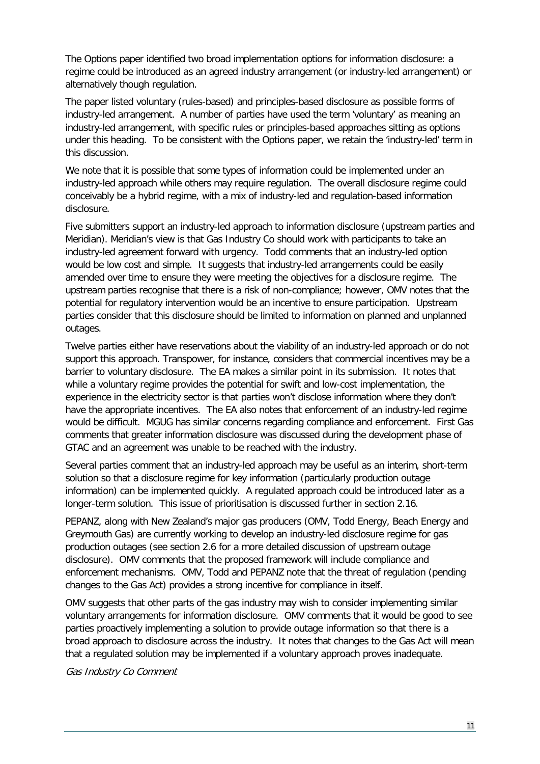The Options paper identified two broad implementation options for information disclosure: a regime could be introduced as an agreed industry arrangement (or industry-led arrangement) or alternatively though regulation.

The paper listed voluntary (rules-based) and principles-based disclosure as possible forms of industry-led arrangement. A number of parties have used the term 'voluntary' as meaning an industry-led arrangement, with specific rules or principles-based approaches sitting as options under this heading. To be consistent with the Options paper, we retain the 'industry-led' term in this discussion.

We note that it is possible that some types of information could be implemented under an industry-led approach while others may require regulation. The overall disclosure regime could conceivably be a hybrid regime, with a mix of industry-led and regulation-based information disclosure.

Five submitters support an industry-led approach to information disclosure (upstream parties and Meridian). Meridian's view is that Gas Industry Co should work with participants to take an industry-led agreement forward with urgency. Todd comments that an industry-led option would be low cost and simple. It suggests that industry-led arrangements could be easily amended over time to ensure they were meeting the objectives for a disclosure regime. The upstream parties recognise that there is a risk of non-compliance; however, OMV notes that the potential for regulatory intervention would be an incentive to ensure participation. Upstream parties consider that this disclosure should be limited to information on planned and unplanned outages.

Twelve parties either have reservations about the viability of an industry-led approach or do not support this approach. Transpower, for instance, considers that commercial incentives may be a barrier to voluntary disclosure. The EA makes a similar point in its submission. It notes that while a voluntary regime provides the potential for swift and low-cost implementation, the experience in the electricity sector is that parties won't disclose information where they don't have the appropriate incentives. The EA also notes that enforcement of an industry-led regime would be difficult. MGUG has similar concerns regarding compliance and enforcement. First Gas comments that greater information disclosure was discussed during the development phase of GTAC and an agreement was unable to be reached with the industry.

Several parties comment that an industry-led approach may be useful as an interim, short-term solution so that a disclosure regime for key information (particularly production outage information) can be implemented quickly. A regulated approach could be introduced later as a longer-term solution. This issue of prioritisation is discussed further in section 2.16.

PEPANZ, along with New Zealand's major gas producers (OMV, Todd Energy, Beach Energy and Greymouth Gas) are currently working to develop an industry-led disclosure regime for gas production outages (see section 2.6 for a more detailed discussion of upstream outage disclosure). OMV comments that the proposed framework will include compliance and enforcement mechanisms. OMV, Todd and PEPANZ note that the threat of regulation (pending changes to the Gas Act) provides a strong incentive for compliance in itself.

OMV suggests that other parts of the gas industry may wish to consider implementing similar voluntary arrangements for information disclosure. OMV comments that it would be good to see parties proactively implementing a solution to provide outage information so that there is a broad approach to disclosure across the industry. It notes that changes to the Gas Act will mean that a regulated solution may be implemented if a voluntary approach proves inadequate.

*Gas Industry Co Comment*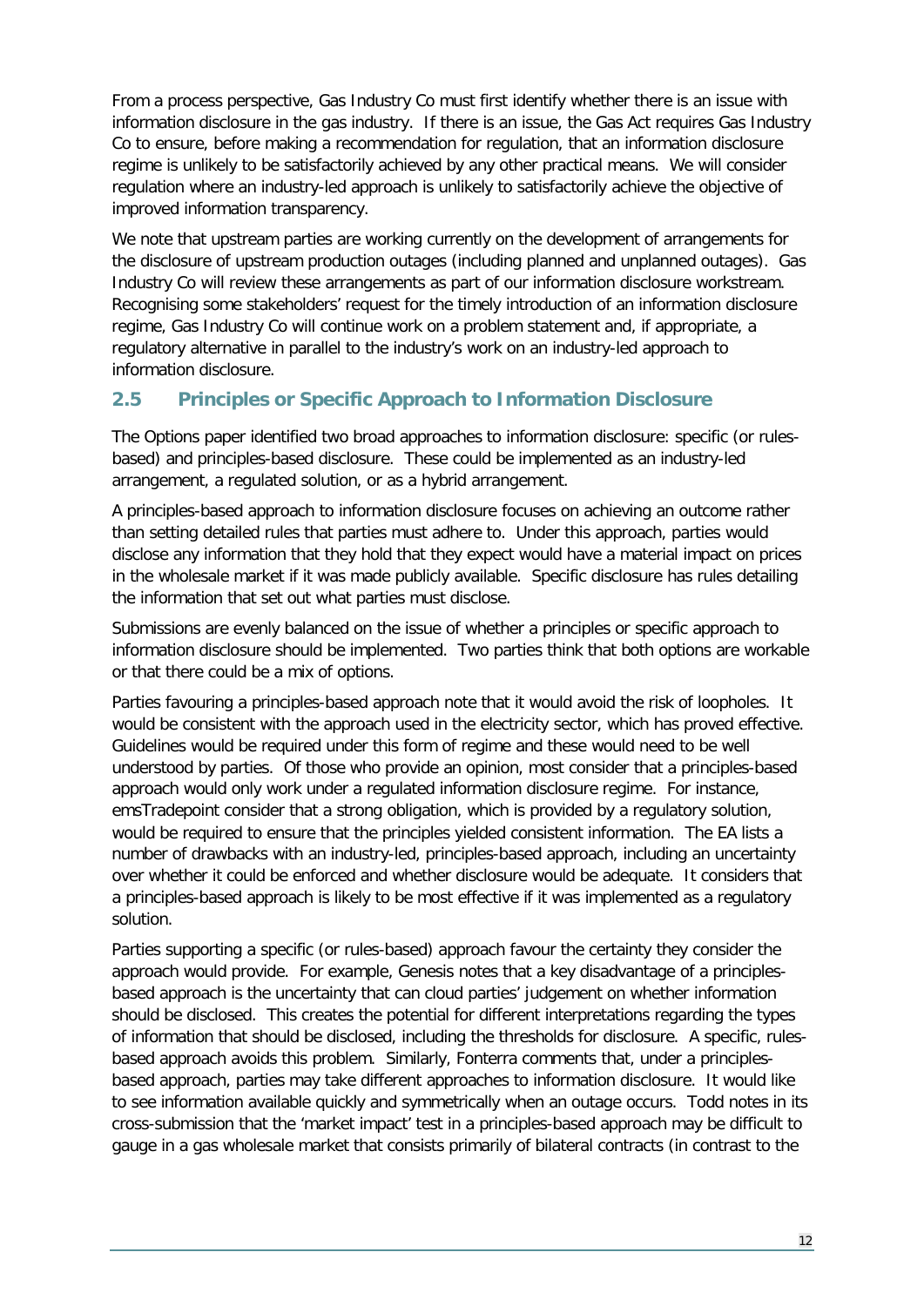From a process perspective, Gas Industry Co must first identify whether there is an issue with information disclosure in the gas industry. If there is an issue, the Gas Act requires Gas Industry Co to ensure, before making a recommendation for regulation, that an information disclosure regime is unlikely to be satisfactorily achieved by any other practical means. We will consider regulation where an industry-led approach is unlikely to satisfactorily achieve the objective of improved information transparency.

We note that upstream parties are working currently on the development of arrangements for the disclosure of upstream production outages (including planned and unplanned outages). Gas Industry Co will review these arrangements as part of our information disclosure workstream. Recognising some stakeholders' request for the timely introduction of an information disclosure regime, Gas Industry Co will continue work on a problem statement and, if appropriate, a regulatory alternative in parallel to the industry's work on an industry-led approach to information disclosure.

## 2.5 Principles or Specific Approach to Information Disclosure

The Options paper identified two broad approaches to information disclosure: specific (or rules-based) and principles-based disclosure. These could be implemented as an industry-led arrangement, a regulated solution, or as a hybrid arrangement.

A principles-based approach to information disclosure focuses on achieving an outcome rather than setting detailed rules that parties must adhere to. Under this approach, parties would disclose any information that they hold that they expect would have a material impact on prices in the wholesale market if it was made publicly available. Specific disclosure has rules detailing the information that set out what parties must disclose.

Submissions are evenly balanced on the issue of whether a principles or specific approach to information disclosure should be implemented. Two parties think that both options are workable or that there could be a mix of options.

Parties favouring a principles-based approach note that it would avoid the risk of loopholes. It would be consistent with the approach used in the electricity sector, which has proved effective. Guidelines would be required under this form of regime and these would need to be well understood by parties. Of those who provide an opinion, most consider that a principles-based approach would only work under a regulated information disclosure regime. For instance, emsTradepoint consider that a strong obligation, which is provided by a regulatory solution, would be required to ensure that the principles yielded consistent information. The EA lists a number of drawbacks with an industry-led, principles-based approach, including an uncertainty over whether it could be enforced and whether disclosure would be adequate. It considers that a principles-based approach is likely to be most effective if it was implemented as a regulatory solution.

Parties supporting a specific (or rules-based) approach favour the certainty they consider the approach would provide. For example, Genesis notes that a key disadvantage of a principles-based approach is the uncertainty that can cloud parties' judgement on whether information should be disclosed. This creates the potential for different interpretations regarding the types of information that should be disclosed, including the thresholds for disclosure. A specific, rules-based approach avoids this problem. Similarly, Fonterra comments that, under a principles-based approach, parties may take different approaches to information disclosure. It would like to see information available quickly and symmetrically when an outage occurs. Todd notes in its cross-submission that the 'market impact' test in a principles-based approach may be difficult to gauge in a gas wholesale market that consists primarily of bilateral contracts (in contrast to the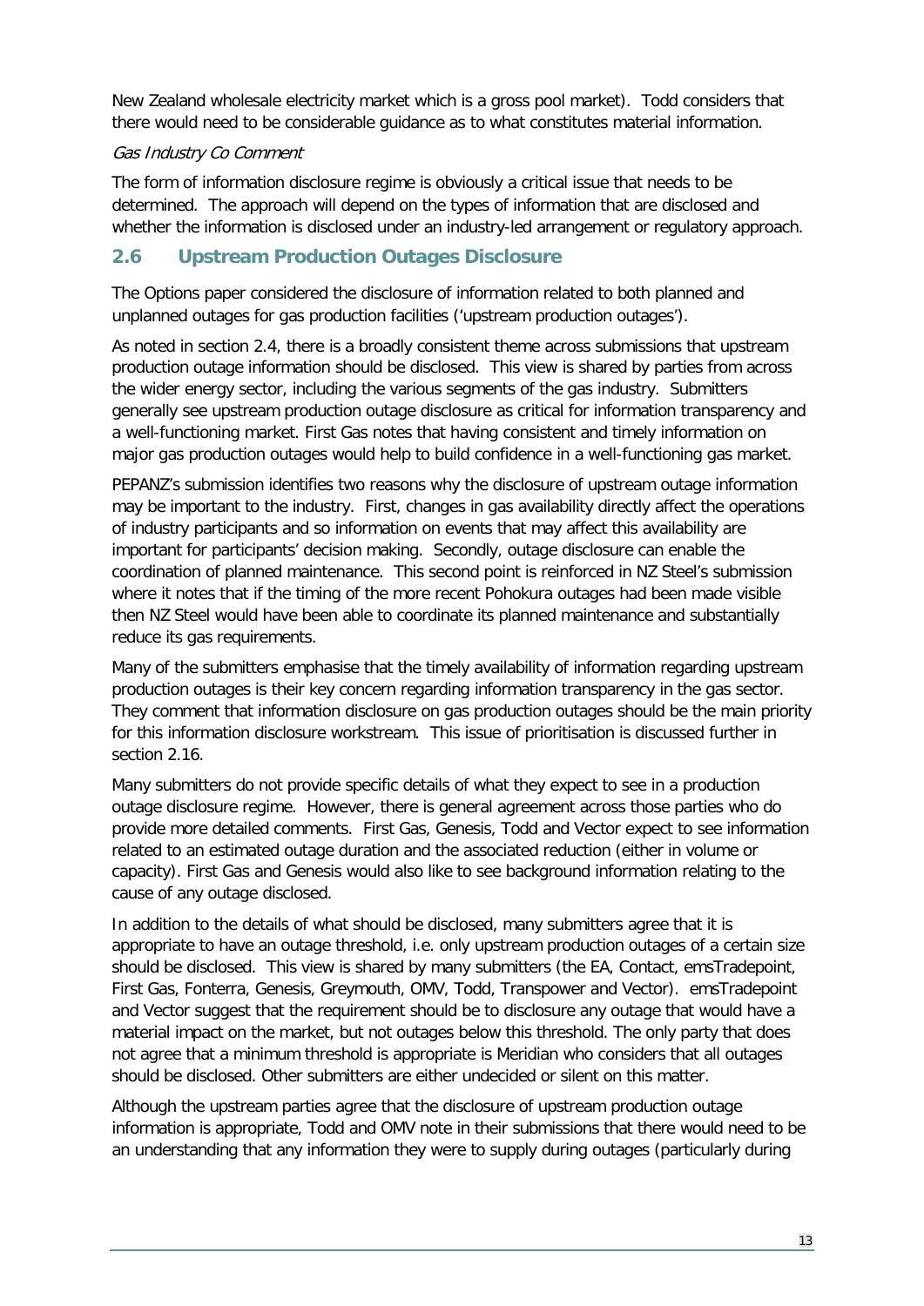New Zealand wholesale electricity market which is a gross pool market). Todd considers that there would need to be considerable guidance as to what constitutes material information.

*Gas Industry Co Comment*

The form of information disclosure regime is obviously a critical issue that needs to be determined. The approach will depend on the types of information that are disclosed and whether the information is disclosed under an industry-led arrangement or regulatory approach.

## 2.6 Upstream Production Outages Disclosure

The Options paper considered the disclosure of information related to both planned and unplanned outages for gas production facilities ('upstream production outages').

As noted in section 2.4, there is a broadly consistent theme across submissions that upstream production outage information should be disclosed. This view is shared by parties from across the wider energy sector, including the various segments of the gas industry. Submitters generally see upstream production outage disclosure as critical for information transparency and a well-functioning market. First Gas notes that having consistent and timely information on major gas production outages would help to build confidence in a well-functioning gas market.

PEPANZ's submission identifies two reasons why the disclosure of upstream outage information may be important to the industry. First, changes in gas availability directly affect the operations of industry participants and so information on events that may affect this availability are important for participants' decision making. Secondly, outage disclosure can enable the coordination of planned maintenance. This second point is reinforced in NZ Steel's submission where it notes that if the timing of the more recent Pohokura outages had been made visible then NZ Steel would have been able to coordinate its planned maintenance and substantially reduce its gas requirements.

Many of the submitters emphasise that the timely availability of information regarding upstream production outages is their key concern regarding information transparency in the gas sector. They comment that information disclosure on gas production outages should be the main priority for this information disclosure workstream. This issue of prioritisation is discussed further in section 2.16.

Many submitters do not provide specific details of what they expect to see in a production outage disclosure regime. However, there is general agreement across those parties who do provide more detailed comments. First Gas, Genesis, Todd and Vector expect to see information related to an estimated outage duration and the associated reduction (either in volume or capacity). First Gas and Genesis would also like to see background information relating to the cause of any outage disclosed.

In addition to the details of what should be disclosed, many submitters agree that it is appropriate to have an outage threshold, i.e. only upstream production outages of a certain size should be disclosed. This view is shared by many submitters (the EA, Contact, emsTradepoint, First Gas, Fonterra, Genesis, Greymouth, OMV, Todd, Transpower and Vector). emsTradepoint and Vector suggest that the requirement should be to disclosure any outage that would have a material impact on the market, but not outages below this threshold. The only party that does not agree that a minimum threshold is appropriate is Meridian who considers that all outages should be disclosed. Other submitters are either undecided or silent on this matter.

Although the upstream parties agree that the disclosure of upstream production outage information is appropriate, Todd and OMV note in their submissions that there would need to be an understanding that any information they were to supply during outages (particularly during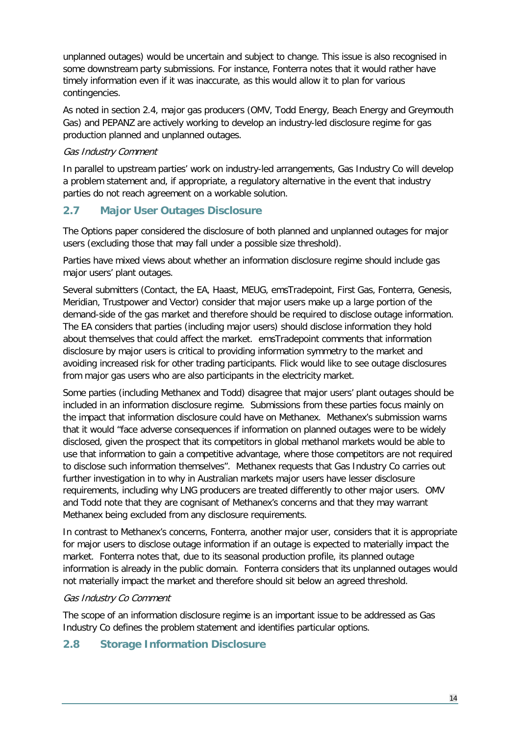unplanned outages) would be uncertain and subject to change. This issue is also recognised in some downstream party submissions. For instance, Fonterra notes that it would rather have timely information even if it was inaccurate, as this would allow it to plan for various contingencies.

As noted in section 2.4, major gas producers (OMV, Todd Energy, Beach Energy and Greymouth Gas) and PEPANZ are actively working to develop an industry-led disclosure regime for gas production planned and unplanned outages.

*Gas Industry Comment*

In parallel to upstream parties' work on industry-led arrangements, Gas Industry Co will develop a problem statement and, if appropriate, a regulatory alternative in the event that industry parties do not reach agreement on a workable solution.

## 2.7 Major User Outages Disclosure

The Options paper considered the disclosure of both planned and unplanned outages for major users (excluding those that may fall under a possible size threshold).

Parties have mixed views about whether an information disclosure regime should include gas major users' plant outages.

Several submitters (Contact, the EA, Haast, MEUG, emsTradepoint, First Gas, Fonterra, Genesis, Meridian, Trustpower and Vector) consider that major users make up a large portion of the demand-side of the gas market and therefore should be required to disclose outage information. The EA considers that parties (including major users) should disclose information they hold about themselves that could affect the market. emsTradepoint comments that information disclosure by major users is critical to providing information symmetry to the market and avoiding increased risk for other trading participants. Flick would like to see outage disclosures from major gas users who are also participants in the electricity market.

Some parties (including Methanex and Todd) disagree that major users' plant outages should be included in an information disclosure regime. Submissions from these parties focus mainly on the impact that information disclosure could have on Methanex. Methanex's submission warns that it would "face adverse consequences if information on planned outages were to be widely disclosed, given the prospect that its competitors in global methanol markets would be able to use that information to gain a competitive advantage, where those competitors are not required to disclose such information themselves". Methanex requests that Gas Industry Co carries out further investigation in to why in Australian markets major users have lesser disclosure requirements, including why LNG producers are treated differently to other major users. OMV and Todd note that they are cognisant of Methanex's concerns and that they may warrant Methanex being excluded from any disclosure requirements.

In contrast to Methanex's concerns, Fonterra, another major user, considers that it is appropriate for major users to disclose outage information if an outage is expected to materially impact the market. Fonterra notes that, due to its seasonal production profile, its planned outage information is already in the public domain. Fonterra considers that its unplanned outages would not materially impact the market and therefore should sit below an agreed threshold.

*Gas Industry Co Comment*

The scope of an information disclosure regime is an important issue to be addressed as Gas Industry Co defines the problem statement and identifies particular options.

## 2.8 Storage Information Disclosure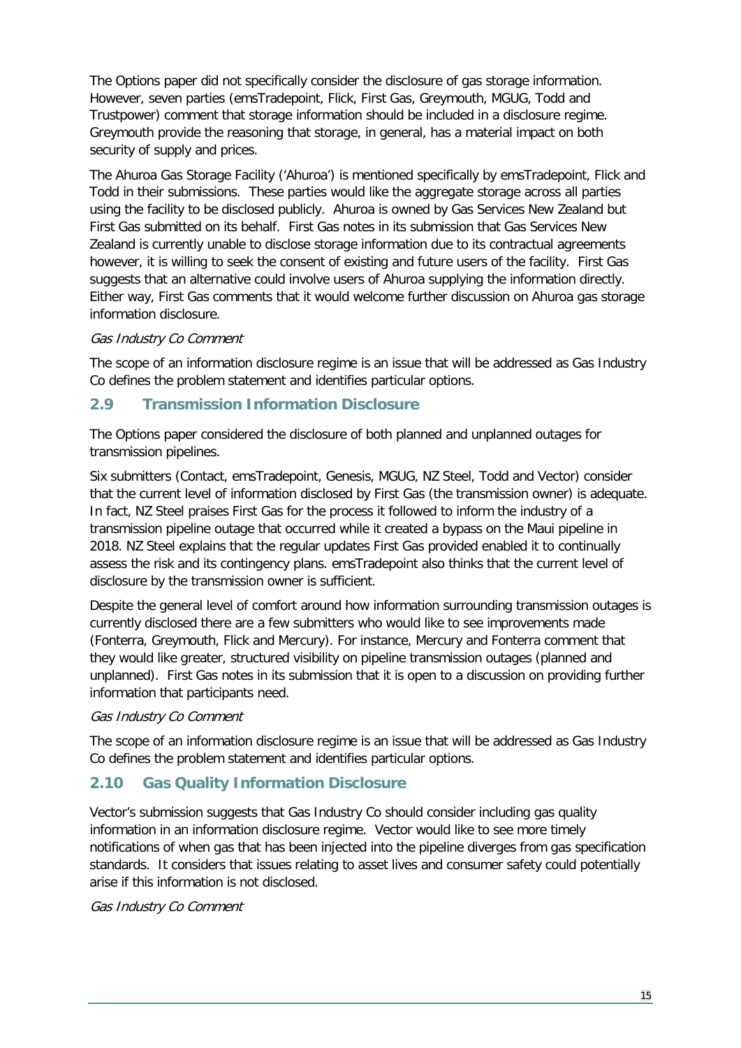The Options paper did not specifically consider the disclosure of gas storage information. However, seven parties (emsTradepoint, Flick, First Gas, Greymouth, MGUG, Todd and Trustpower) comment that storage information should be included in a disclosure regime. Greymouth provide the reasoning that storage, in general, has a material impact on both security of supply and prices.

The Ahuroa Gas Storage Facility ('Ahuroa') is mentioned specifically by emsTradepoint, Flick and Todd in their submissions. These parties would like the aggregate storage across all parties using the facility to be disclosed publicly. Ahuroa is owned by Gas Services New Zealand but First Gas submitted on its behalf. First Gas notes in its submission that Gas Services New Zealand is currently unable to disclose storage information due to its contractual agreements however, it is willing to seek the consent of existing and future users of the facility. First Gas suggests that an alternative could involve users of Ahuroa supplying the information directly. Either way, First Gas comments that it would welcome further discussion on Ahuroa gas storage information disclosure.

*Gas Industry Co Comment*

The scope of an information disclosure regime is an issue that will be addressed as Gas Industry Co defines the problem statement and identifies particular options.

## 2.9 Transmission Information Disclosure

The Options paper considered the disclosure of both planned and unplanned outages for transmission pipelines.

Six submitters (Contact, emsTradepoint, Genesis, MGUG, NZ Steel, Todd and Vector) consider that the current level of information disclosed by First Gas (the transmission owner) is adequate. In fact, NZ Steel praises First Gas for the process it followed to inform the industry of a transmission pipeline outage that occurred while it created a bypass on the Maui pipeline in 2018. NZ Steel explains that the regular updates First Gas provided enabled it to continually assess the risk and its contingency plans. emsTradepoint also thinks that the current level of disclosure by the transmission owner is sufficient.

Despite the general level of comfort around how information surrounding transmission outages is currently disclosed there are a few submitters who would like to see improvements made (Fonterra, Greymouth, Flick and Mercury). For instance, Mercury and Fonterra comment that they would like greater, structured visibility on pipeline transmission outages (planned and unplanned). First Gas notes in its submission that it is open to a discussion on providing further information that participants need.

*Gas Industry Co Comment*

The scope of an information disclosure regime is an issue that will be addressed as Gas Industry Co defines the problem statement and identifies particular options.

## 2.10 Gas Quality Information Disclosure

Vector's submission suggests that Gas Industry Co should consider including gas quality information in an information disclosure regime. Vector would like to see more timely notifications of when gas that has been injected into the pipeline diverges from gas specification standards. It considers that issues relating to asset lives and consumer safety could potentially arise if this information is not disclosed.

*Gas Industry Co Comment*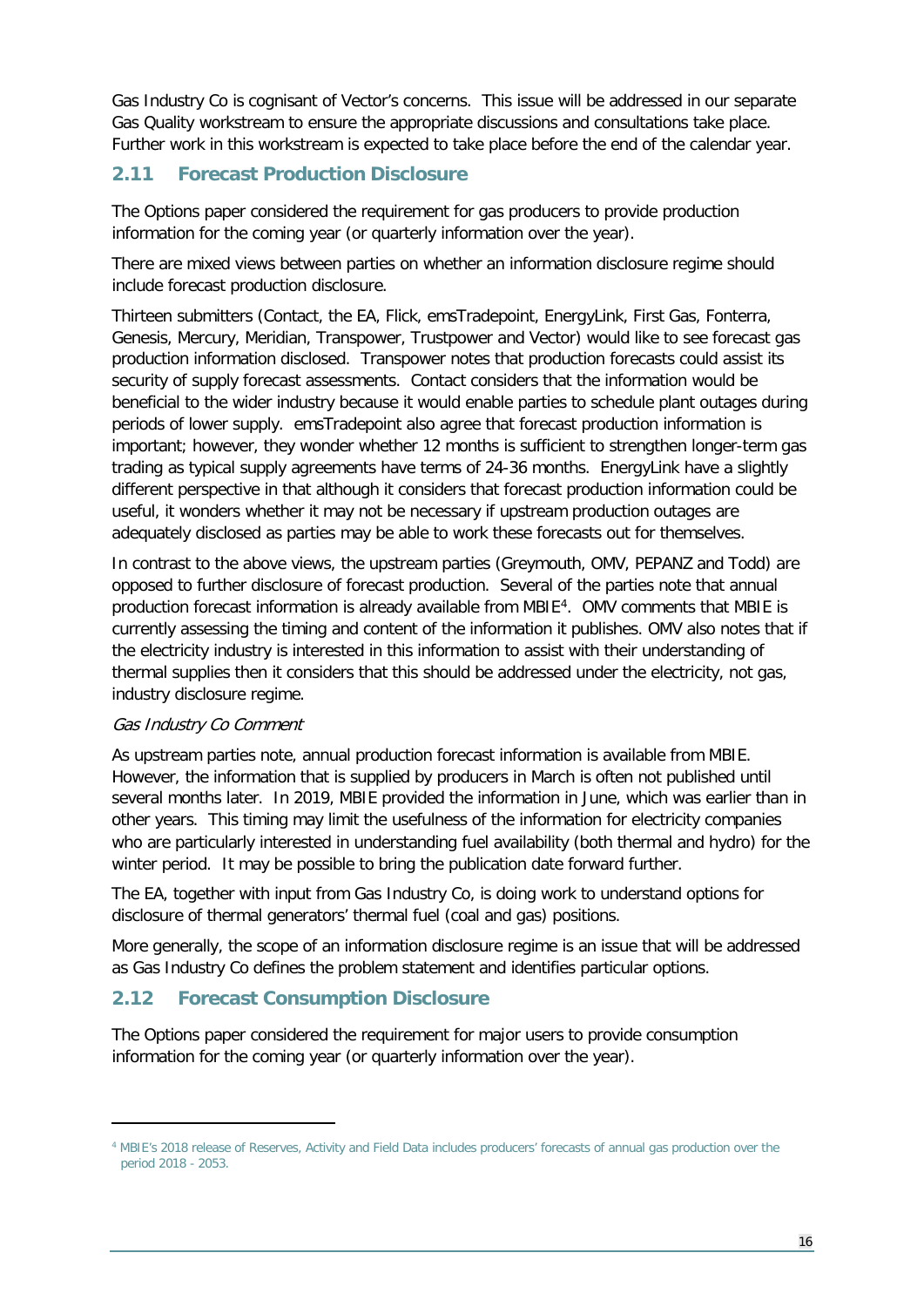Gas Industry Co is cognisant of Vector's concerns. This issue will be addressed in our separate Gas Quality workstream to ensure the appropriate discussions and consultations take place. Further work in this workstream is expected to take place before the end of the calendar year.

## 2.11 Forecast Production Disclosure

The Options paper considered the requirement for gas producers to provide production information for the coming year (or quarterly information over the year).

There are mixed views between parties on whether an information disclosure regime should include forecast production disclosure.

Thirteen submitters (Contact, the EA, Flick, emsTradepoint, EnergyLink, First Gas, Fonterra, Genesis, Mercury, Meridian, Transpower, Trustpower and Vector) would like to see forecast gas production information disclosed. Transpower notes that production forecasts could assist its security of supply forecast assessments. Contact considers that the information would be beneficial to the wider industry because it would enable parties to schedule plant outages during periods of lower supply. emsTradepoint also agree that forecast production information is important; however, they wonder whether 12 months is sufficient to strengthen longer-term gas trading as typical supply agreements have terms of 24-36 months. EnergyLink have a slightly different perspective in that although it considers that forecast production information could be useful, it wonders whether it may not be necessary if upstream production outages are adequately disclosed as parties may be able to work these forecasts out for themselves.

In contrast to the above views, the upstream parties (Greymouth, OMV, PEPANZ and Todd) are opposed to further disclosure of forecast production. Several of the parties note that annual production forecast information is already available from MBIE[4]. OMV comments that MBIE is currently assessing the timing and content of the information it publishes. OMV also notes that if the electricity industry is interested in this information to assist with their understanding of thermal supplies then it considers that this should be addressed under the electricity, not gas, industry disclosure regime.

*Gas Industry Co Comment*

As upstream parties note, annual production forecast information is available from MBIE. However, the information that is supplied by producers in March is often not published until several months later. In 2019, MBIE provided the information in June, which was earlier than in other years. This timing may limit the usefulness of the information for electricity companies who are particularly interested in understanding fuel availability (both thermal and hydro) for the winter period. It may be possible to bring the publication date forward further.

The EA, together with input from Gas Industry Co, is doing work to understand options for disclosure of thermal generators' thermal fuel (coal and gas) positions.

More generally, the scope of an information disclosure regime is an issue that will be addressed as Gas Industry Co defines the problem statement and identifies particular options.

## 2.12 Forecast Consumption Disclosure

The Options paper considered the requirement for major users to provide consumption information for the coming year (or quarterly information over the year).

---

[4] MBIE's 2018 release of Reserves, Activity and Field Data includes producers' forecasts of annual gas production over the period 2018 - 2053.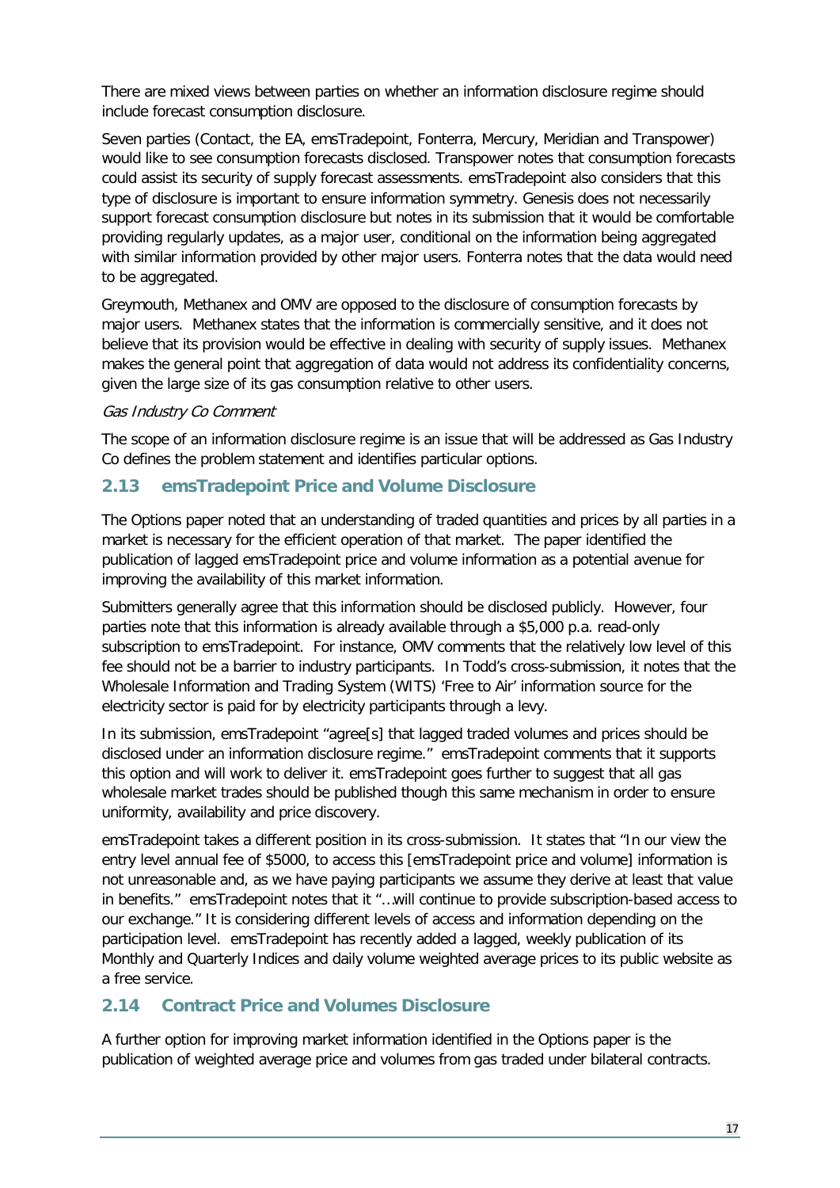There are mixed views between parties on whether an information disclosure regime should include forecast consumption disclosure.

Seven parties (Contact, the EA, emsTradepoint, Fonterra, Mercury, Meridian and Transpower) would like to see consumption forecasts disclosed. Transpower notes that consumption forecasts could assist its security of supply forecast assessments. emsTradepoint also considers that this type of disclosure is important to ensure information symmetry. Genesis does not necessarily support forecast consumption disclosure but notes in its submission that it would be comfortable providing regularly updates, as a major user, conditional on the information being aggregated with similar information provided by other major users. Fonterra notes that the data would need to be aggregated.

Greymouth, Methanex and OMV are opposed to the disclosure of consumption forecasts by major users. Methanex states that the information is commercially sensitive, and it does not believe that its provision would be effective in dealing with security of supply issues. Methanex makes the general point that aggregation of data would not address its confidentiality concerns, given the large size of its gas consumption relative to other users.

*Gas Industry Co Comment*

The scope of an information disclosure regime is an issue that will be addressed as Gas Industry Co defines the problem statement and identifies particular options.

## 2.13 emsTradepoint Price and Volume Disclosure

The Options paper noted that an understanding of traded quantities and prices by all parties in a market is necessary for the efficient operation of that market. The paper identified the publication of lagged emsTradepoint price and volume information as a potential avenue for improving the availability of this market information.

Submitters generally agree that this information should be disclosed publicly. However, four parties note that this information is already available through a $5,000 p.a. read-only subscription to emsTradepoint. For instance, OMV comments that the relatively low level of this fee should not be a barrier to industry participants. In Todd's cross-submission, it notes that the Wholesale Information and Trading System (WITS) 'Free to Air' information source for the electricity sector is paid for by electricity participants through a levy.

In its submission, emsTradepoint "agree[s] that lagged traded volumes and prices should be disclosed under an information disclosure regime." emsTradepoint comments that it supports this option and will work to deliver it. emsTradepoint goes further to suggest that all gas wholesale market trades should be published though this same mechanism in order to ensure uniformity, availability and price discovery.

emsTradepoint takes a different position in its cross-submission. It states that "In our view the entry level annual fee of $5000, to access this [emsTradepoint price and volume] information is not unreasonable and, as we have paying participants we assume they derive at least that value in benefits." emsTradepoint notes that it "…will continue to provide subscription-based access to our exchange." It is considering different levels of access and information depending on the participation level. emsTradepoint has recently added a lagged, weekly publication of its Monthly and Quarterly Indices and daily volume weighted average prices to its public website as a free service.

## 2.14 Contract Price and Volumes Disclosure

A further option for improving market information identified in the Options paper is the publication of weighted average price and volumes from gas traded under bilateral contracts.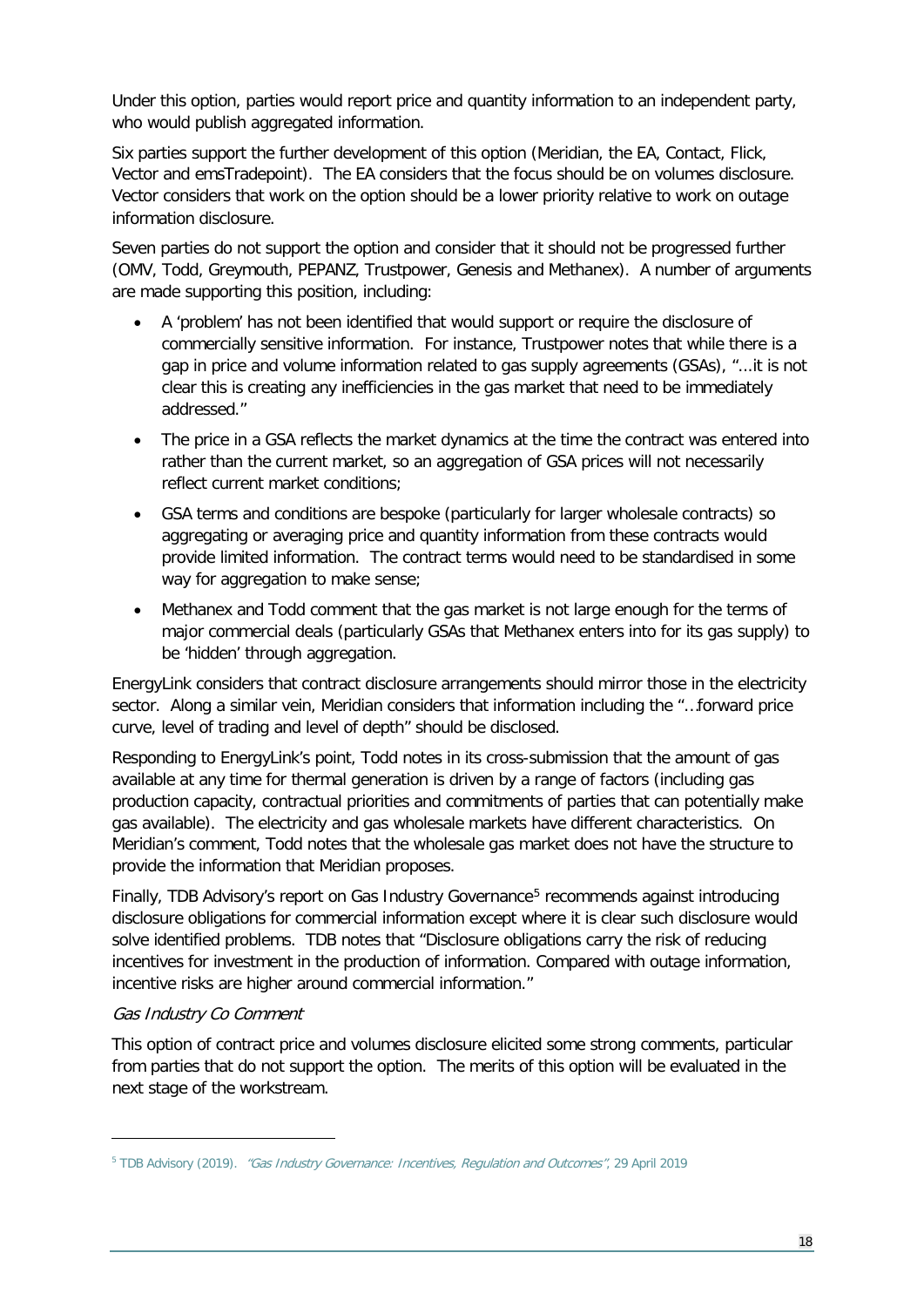Under this option, parties would report price and quantity information to an independent party, who would publish aggregated information.

Six parties support the further development of this option (Meridian, the EA, Contact, Flick, Vector and emsTradepoint). The EA considers that the focus should be on volumes disclosure. Vector considers that work on the option should be a lower priority relative to work on outage information disclosure.

Seven parties do not support the option and consider that it should not be progressed further (OMV, Todd, Greymouth, PEPANZ, Trustpower, Genesis and Methanex). A number of arguments are made supporting this position, including:

- A 'problem' has not been identified that would support or require the disclosure of commercially sensitive information. For instance, Trustpower notes that while there is a gap in price and volume information related to gas supply agreements (GSAs), "...it is not clear this is creating any inefficiencies in the gas market that need to be immediately addressed."
- The price in a GSA reflects the market dynamics at the time the contract was entered into rather than the current market, so an aggregation of GSA prices will not necessarily reflect current market conditions;
- GSA terms and conditions are bespoke (particularly for larger wholesale contracts) so aggregating or averaging price and quantity information from these contracts would provide limited information. The contract terms would need to be standardised in some way for aggregation to make sense;
- Methanex and Todd comment that the gas market is not large enough for the terms of major commercial deals (particularly GSAs that Methanex enters into for its gas supply) to be 'hidden' through aggregation.

EnergyLink considers that contract disclosure arrangements should mirror those in the electricity sector. Along a similar vein, Meridian considers that information including the "…forward price curve, level of trading and level of depth" should be disclosed.

Responding to EnergyLink's point, Todd notes in its cross-submission that the amount of gas available at any time for thermal generation is driven by a range of factors (including gas production capacity, contractual priorities and commitments of parties that can potentially make gas available). The electricity and gas wholesale markets have different characteristics. On Meridian's comment, Todd notes that the wholesale gas market does not have the structure to provide the information that Meridian proposes.

Finally, TDB Advisory's report on Gas Industry Governance[5] recommends against introducing disclosure obligations for commercial information except where it is clear such disclosure would solve identified problems. TDB notes that "Disclosure obligations carry the risk of reducing incentives for investment in the production of information. Compared with outage information, incentive risks are higher around commercial information."

*Gas Industry Co Comment*

This option of contract price and volumes disclosure elicited some strong comments, particular from parties that do not support the option. The merits of this option will be evaluated in the next stage of the workstream.

---

[5] TDB Advisory (2019). *"Gas Industry Governance: Incentives, Regulation and Outcomes"*, 29 April 2019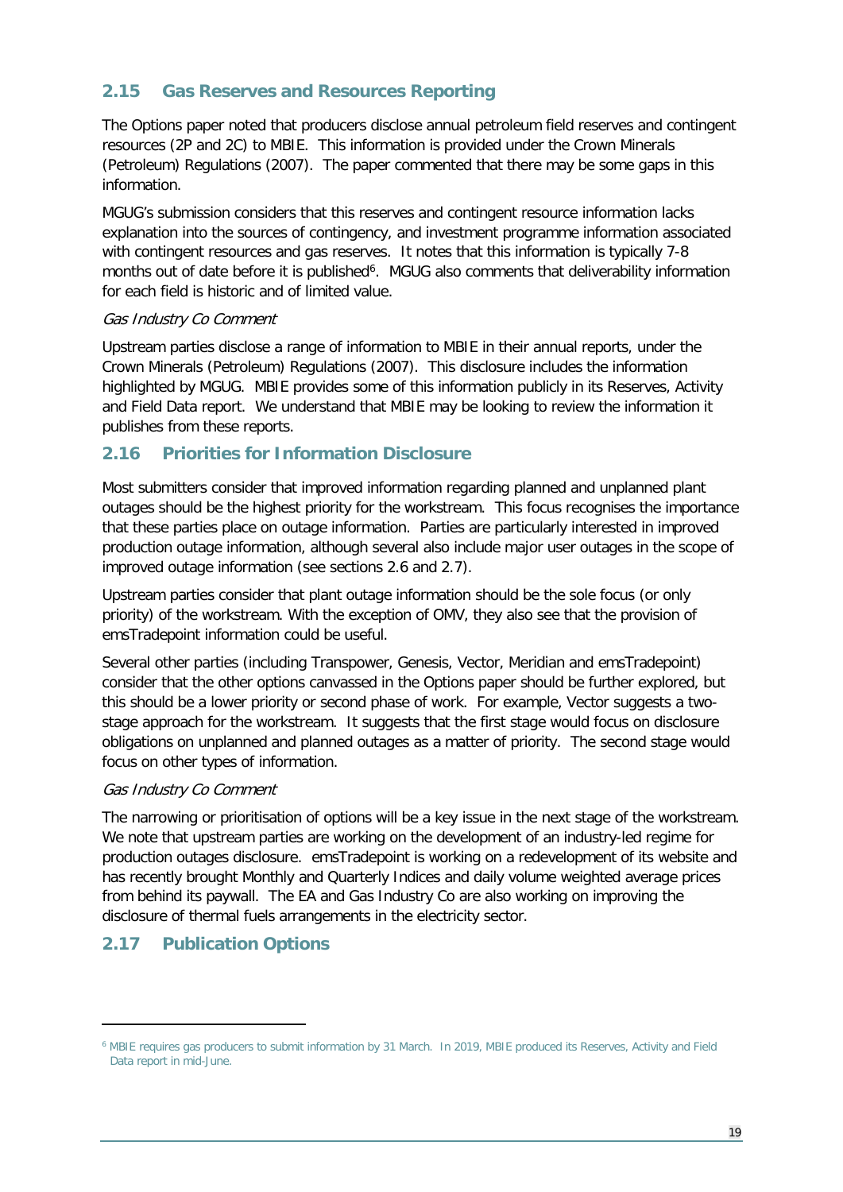## 2.15 Gas Reserves and Resources Reporting

The Options paper noted that producers disclose annual petroleum field reserves and contingent resources (2P and 2C) to MBIE. This information is provided under the Crown Minerals (Petroleum) Regulations (2007). The paper commented that there may be some gaps in this information.

MGUG's submission considers that this reserves and contingent resource information lacks explanation into the sources of contingency, and investment programme information associated with contingent resources and gas reserves. It notes that this information is typically 7-8 months out of date before it is published[6]. MGUG also comments that deliverability information for each field is historic and of limited value.

*Gas Industry Co Comment*

Upstream parties disclose a range of information to MBIE in their annual reports, under the Crown Minerals (Petroleum) Regulations (2007). This disclosure includes the information highlighted by MGUG. MBIE provides some of this information publicly in its Reserves, Activity and Field Data report. We understand that MBIE may be looking to review the information it publishes from these reports.

## 2.16 Priorities for Information Disclosure

Most submitters consider that improved information regarding planned and unplanned plant outages should be the highest priority for the workstream. This focus recognises the importance that these parties place on outage information. Parties are particularly interested in improved production outage information, although several also include major user outages in the scope of improved outage information (see sections 2.6 and 2.7).

Upstream parties consider that plant outage information should be the sole focus (or only priority) of the workstream. With the exception of OMV, they also see that the provision of emsTradepoint information could be useful.

Several other parties (including Transpower, Genesis, Vector, Meridian and emsTradepoint) consider that the other options canvassed in the Options paper should be further explored, but this should be a lower priority or second phase of work. For example, Vector suggests a two-stage approach for the workstream. It suggests that the first stage would focus on disclosure obligations on unplanned and planned outages as a matter of priority. The second stage would focus on other types of information.

*Gas Industry Co Comment*

The narrowing or prioritisation of options will be a key issue in the next stage of the workstream. We note that upstream parties are working on the development of an industry-led regime for production outages disclosure. emsTradepoint is working on a redevelopment of its website and has recently brought Monthly and Quarterly Indices and daily volume weighted average prices from behind its paywall. The EA and Gas Industry Co are also working on improving the disclosure of thermal fuels arrangements in the electricity sector.

## 2.17 Publication Options

[6] MBIE requires gas producers to submit information by 31 March. In 2019, MBIE produced its Reserves, Activity and Field Data report in mid-June.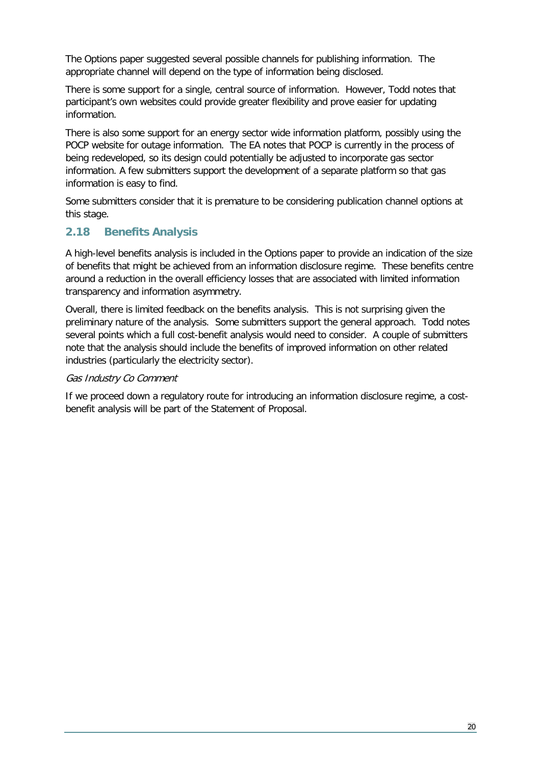The Options paper suggested several possible channels for publishing information. The appropriate channel will depend on the type of information being disclosed.

There is some support for a single, central source of information. However, Todd notes that participant's own websites could provide greater flexibility and prove easier for updating information.

There is also some support for an energy sector wide information platform, possibly using the POCP website for outage information. The EA notes that POCP is currently in the process of being redeveloped, so its design could potentially be adjusted to incorporate gas sector information. A few submitters support the development of a separate platform so that gas information is easy to find.

Some submitters consider that it is premature to be considering publication channel options at this stage.

## 2.18 Benefits Analysis

A high-level benefits analysis is included in the Options paper to provide an indication of the size of benefits that might be achieved from an information disclosure regime. These benefits centre around a reduction in the overall efficiency losses that are associated with limited information transparency and information asymmetry.

Overall, there is limited feedback on the benefits analysis. This is not surprising given the preliminary nature of the analysis. Some submitters support the general approach. Todd notes several points which a full cost-benefit analysis would need to consider. A couple of submitters note that the analysis should include the benefits of improved information on other related industries (particularly the electricity sector).

*Gas Industry Co Comment*

If we proceed down a regulatory route for introducing an information disclosure regime, a cost-benefit analysis will be part of the Statement of Proposal.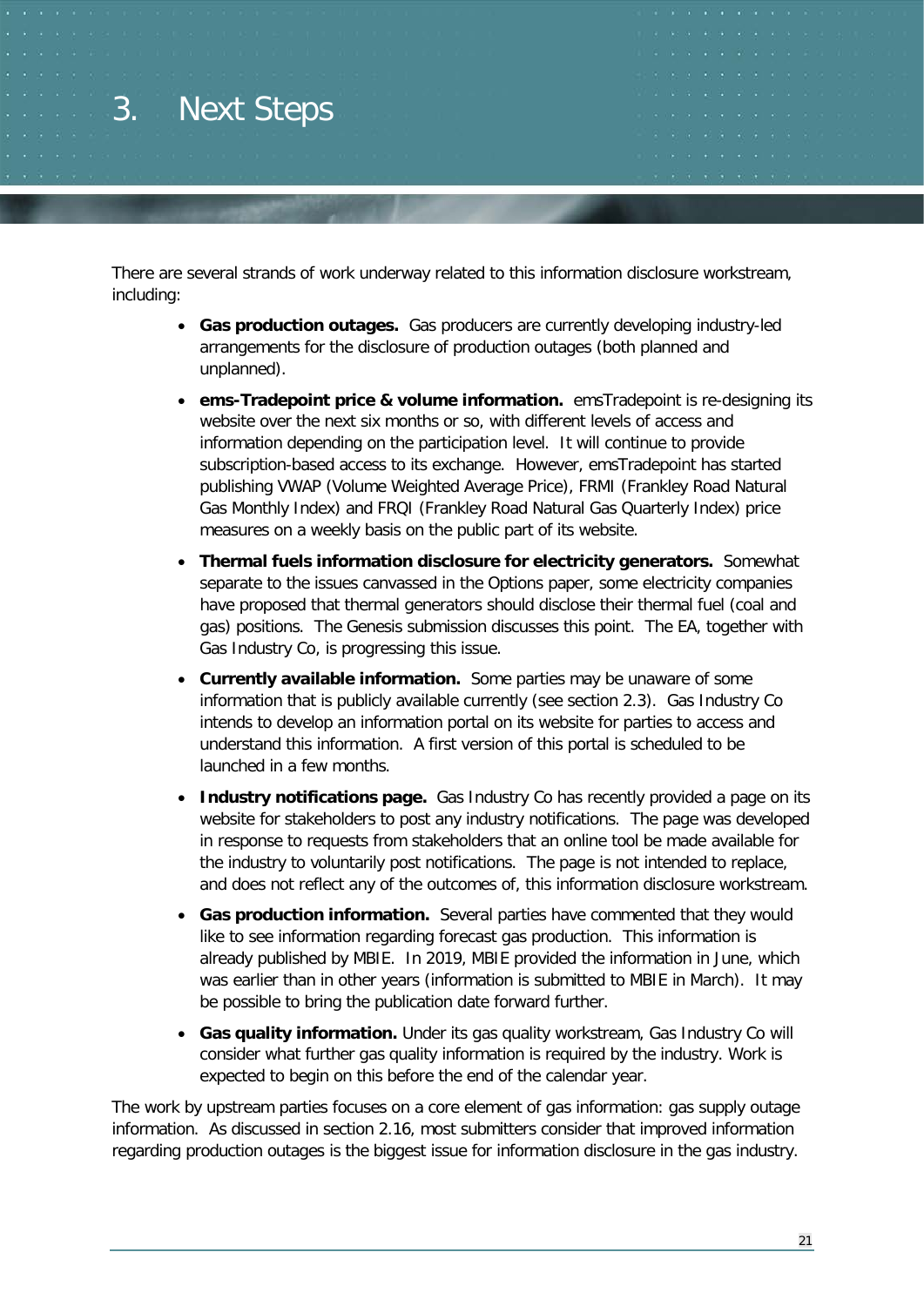# 3. Next Steps

There are several strands of work underway related to this information disclosure workstream, including:

- **Gas production outages.** Gas producers are currently developing industry-led arrangements for the disclosure of production outages (both planned and unplanned).
- **ems-Tradepoint price & volume information.** emsTradepoint is re-designing its website over the next six months or so, with different levels of access and information depending on the participation level. It will continue to provide subscription-based access to its exchange. However, emsTradepoint has started publishing VWAP (Volume Weighted Average Price), FRMI (Frankley Road Natural Gas Monthly Index) and FRQI (Frankley Road Natural Gas Quarterly Index) price measures on a weekly basis on the public part of its website.
- **Thermal fuels information disclosure for electricity generators.** Somewhat separate to the issues canvassed in the Options paper, some electricity companies have proposed that thermal generators should disclose their thermal fuel (coal and gas) positions. The Genesis submission discusses this point. The EA, together with Gas Industry Co, is progressing this issue.
- **Currently available information.** Some parties may be unaware of some information that is publicly available currently (see section 2.3). Gas Industry Co intends to develop an information portal on its website for parties to access and understand this information. A first version of this portal is scheduled to be launched in a few months.
- **Industry notifications page.** Gas Industry Co has recently provided a page on its website for stakeholders to post any industry notifications. The page was developed in response to requests from stakeholders that an online tool be made available for the industry to voluntarily post notifications. The page is not intended to replace, and does not reflect any of the outcomes of, this information disclosure workstream.
- **Gas production information.** Several parties have commented that they would like to see information regarding forecast gas production. This information is already published by MBIE. In 2019, MBIE provided the information in June, which was earlier than in other years (information is submitted to MBIE in March). It may be possible to bring the publication date forward further.
- **Gas quality information.** Under its gas quality workstream, Gas Industry Co will consider what further gas quality information is required by the industry. Work is expected to begin on this before the end of the calendar year.

The work by upstream parties focuses on a core element of gas information: gas supply outage information. As discussed in section 2.16, most submitters consider that improved information regarding production outages is the biggest issue for information disclosure in the gas industry.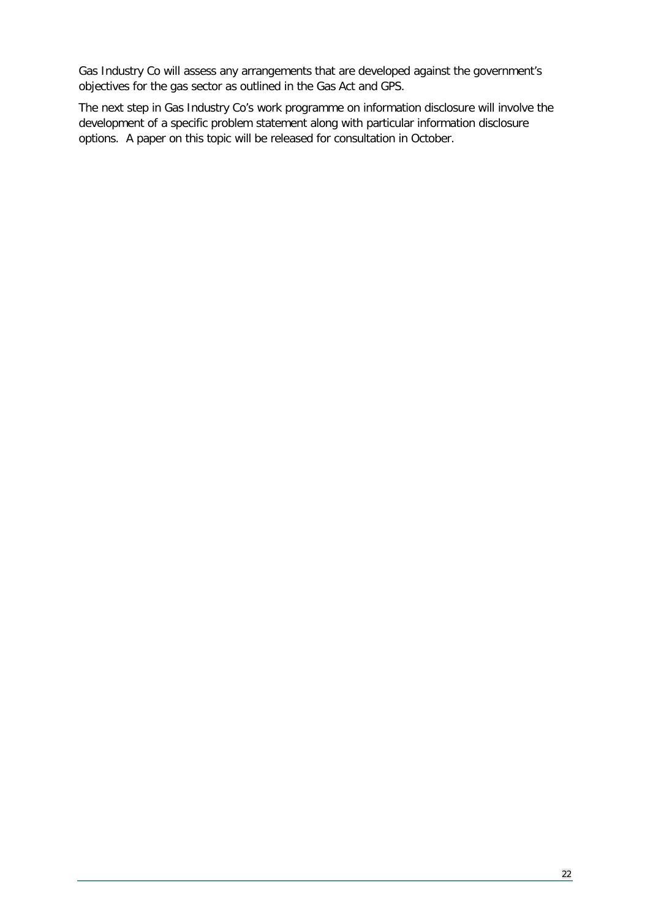Gas Industry Co will assess any arrangements that are developed against the government's objectives for the gas sector as outlined in the Gas Act and GPS.

The next step in Gas Industry Co's work programme on information disclosure will involve the development of a specific problem statement along with particular information disclosure options. A paper on this topic will be released for consultation in October.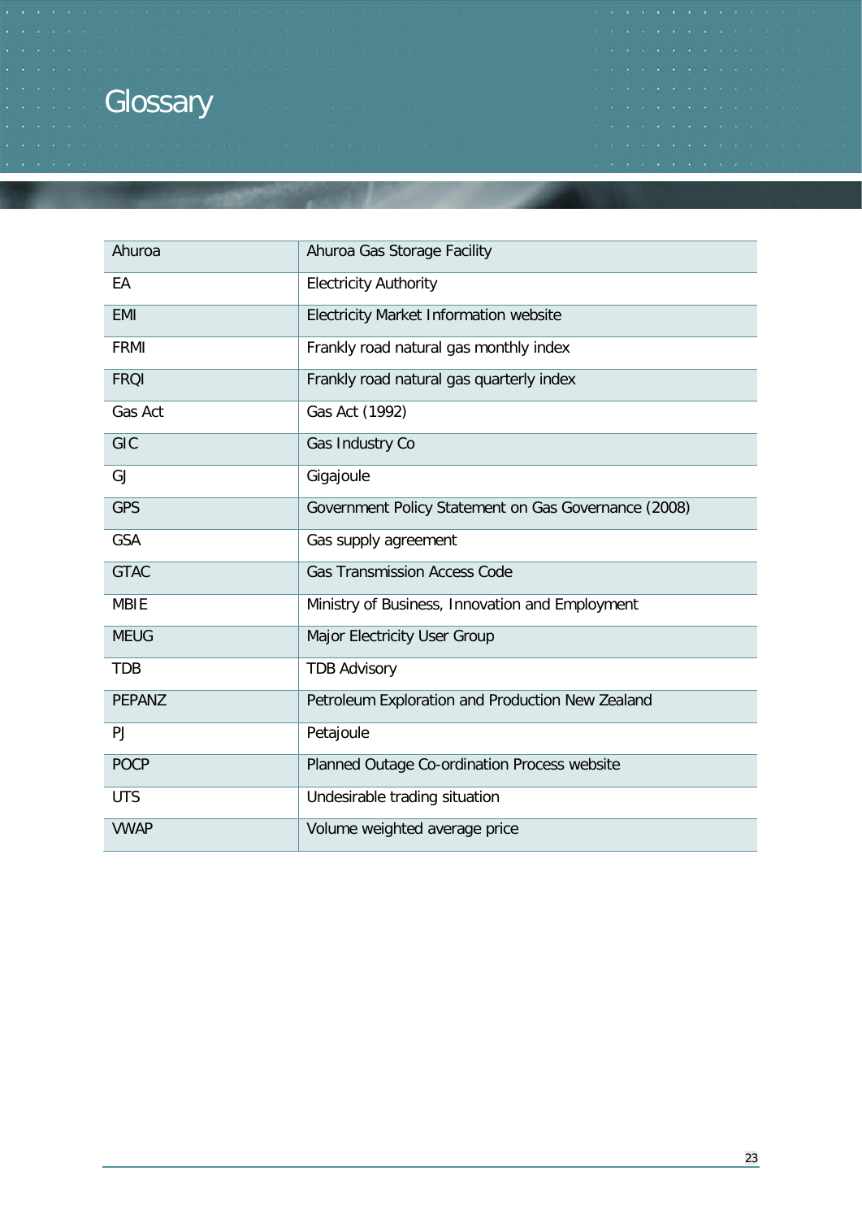# Glossary

| | |
|---|---|
| Ahuroa | Ahuroa Gas Storage Facility |
| EA | Electricity Authority |
| EMI | Electricity Market Information website |
| FRMI | Frankly road natural gas monthly index |
| FRQI | Frankly road natural gas quarterly index |
| Gas Act | Gas Act (1992) |
| GIC | Gas Industry Co |
| GJ | Gigajoule |
| GPS | Government Policy Statement on Gas Governance (2008) |
| GSA | Gas supply agreement |
| GTAC | Gas Transmission Access Code |
| MBIE | Ministry of Business, Innovation and Employment |
| MEUG | Major Electricity User Group |
| TDB | TDB Advisory |
| PEPANZ | Petroleum Exploration and Production New Zealand |
| PJ | Petajoule |
| POCP | Planned Outage Co-ordination Process website |
| UTS | Undesirable trading situation |
| VWAP | Volume weighted average price |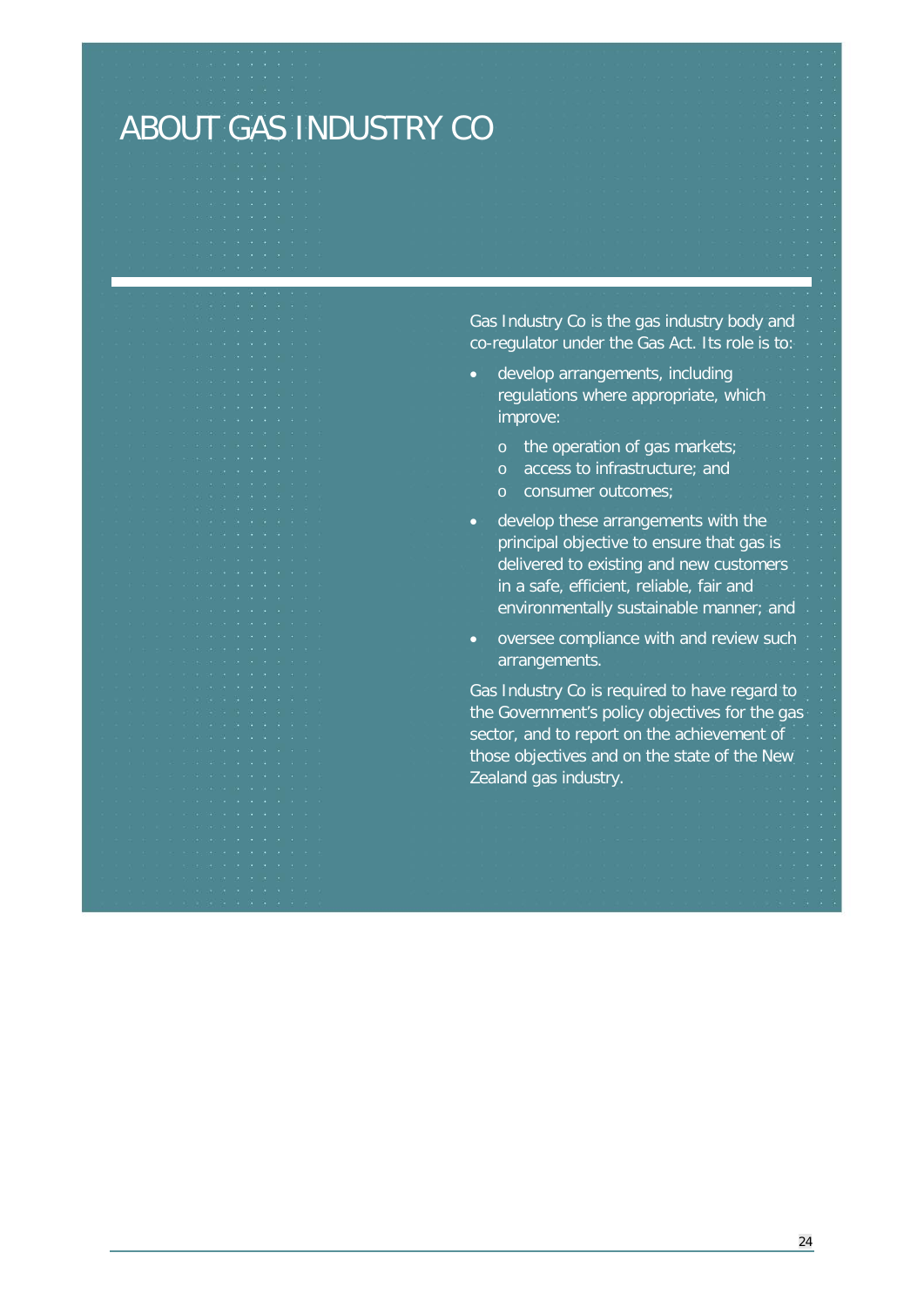# ABOUT GAS INDUSTRY CO

Gas Industry Co is the gas industry body and co-regulator under the Gas Act. Its role is to:

- develop arrangements, including regulations where appropriate, which improve:
  - the operation of gas markets;
  - access to infrastructure; and
  - consumer outcomes;
- develop these arrangements with the principal objective to ensure that gas is delivered to existing and new customers in a safe, efficient, reliable, fair and environmentally sustainable manner; and
- oversee compliance with and review such arrangements.

Gas Industry Co is required to have regard to the Government's policy objectives for the gas sector, and to report on the achievement of those objectives and on the state of the New Zealand gas industry.